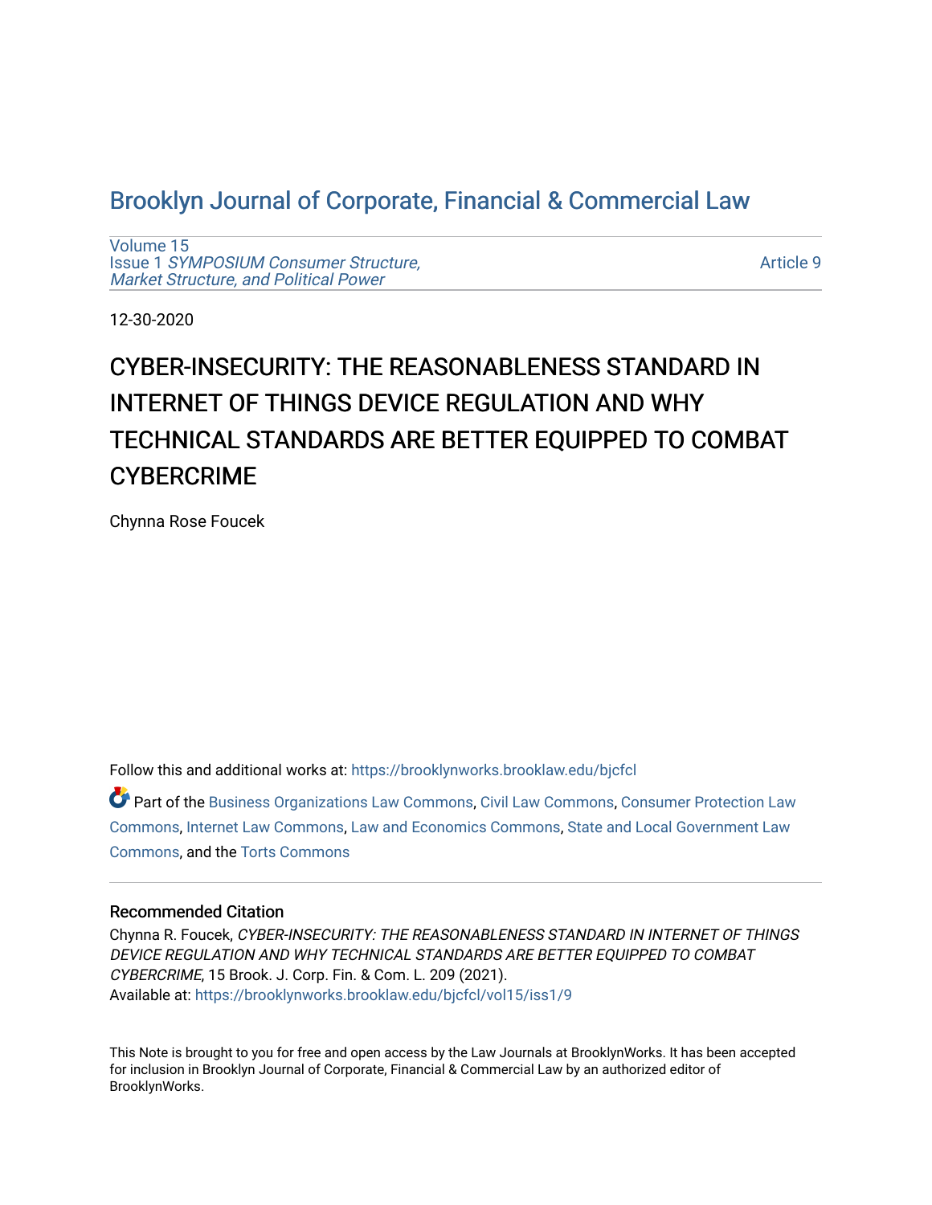# Brooklyn Journal of Corporate, Financial & Commercial Law

Volume 15
Issue 1 *SYMPOSIUM Consumer Structure, Market Structure, and Political Power*

Article 9

12-30-2020

# CYBER-INSECURITY: THE REASONABLENESS STANDARD IN INTERNET OF THINGS DEVICE REGULATION AND WHY TECHNICAL STANDARDS ARE BETTER EQUIPPED TO COMBAT CYBERCRIME

Chynna Rose Foucek

Follow this and additional works at: https://brooklynworks.brooklaw.edu/bjcfcl

Part of the Business Organizations Law Commons, Civil Law Commons, Consumer Protection Law Commons, Internet Law Commons, Law and Economics Commons, State and Local Government Law Commons, and the Torts Commons

## Recommended Citation

Chynna R. Foucek, *CYBER-INSECURITY: THE REASONABLENESS STANDARD IN INTERNET OF THINGS DEVICE REGULATION AND WHY TECHNICAL STANDARDS ARE BETTER EQUIPPED TO COMBAT CYBERCRIME*, 15 Brook. J. Corp. Fin. & Com. L. 209 (2021).
Available at: https://brooklynworks.brooklaw.edu/bjcfcl/vol15/iss1/9

This Note is brought to you for free and open access by the Law Journals at BrooklynWorks. It has been accepted for inclusion in Brooklyn Journal of Corporate, Financial & Commercial Law by an authorized editor of BrooklynWorks.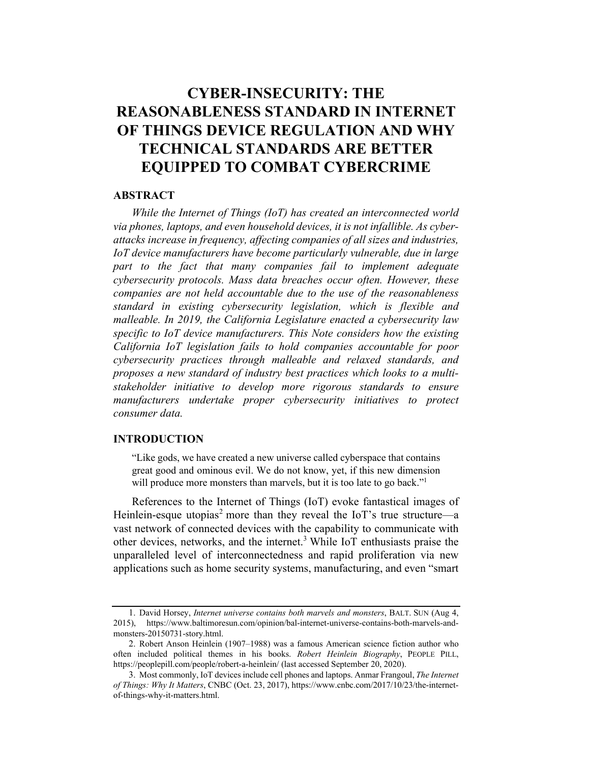# CYBER-INSECURITY: THE REASONABLENESS STANDARD IN INTERNET OF THINGS DEVICE REGULATION AND WHY TECHNICAL STANDARDS ARE BETTER EQUIPPED TO COMBAT CYBERCRIME

## ABSTRACT

*While the Internet of Things (IoT) has created an interconnected world via phones, laptops, and even household devices, it is not infallible. As cyber-attacks increase in frequency, affecting companies of all sizes and industries, IoT device manufacturers have become particularly vulnerable, due in large part to the fact that many companies fail to implement adequate cybersecurity protocols. Mass data breaches occur often. However, these companies are not held accountable due to the use of the reasonableness standard in existing cybersecurity legislation, which is flexible and malleable. In 2019, the California Legislature enacted a cybersecurity law specific to IoT device manufacturers. This Note considers how the existing California IoT legislation fails to hold companies accountable for poor cybersecurity practices through malleable and relaxed standards, and proposes a new standard of industry best practices which looks to a multi-stakeholder initiative to develop more rigorous standards to ensure manufacturers undertake proper cybersecurity initiatives to protect consumer data.*

## INTRODUCTION

> "Like gods, we have created a new universe called cyberspace that contains great good and ominous evil. We do not know, yet, if this new dimension will produce more monsters than marvels, but it is too late to go back."[1]

References to the Internet of Things (IoT) evoke fantastical images of Heinlein-esque utopias[2] more than they reveal the IoT's true structure—a vast network of connected devices with the capability to communicate with other devices, networks, and the internet.[3] While IoT enthusiasts praise the unparalleled level of interconnectedness and rapid proliferation via new applications such as home security systems, manufacturing, and even "smart

---

1. David Horsey, *Internet universe contains both marvels and monsters*, BALT. SUN (Aug 4, 2015), https://www.baltimoresun.com/opinion/bal-internet-universe-contains-both-marvels-and-monsters-20150731-story.html.

2. Robert Anson Heinlein (1907–1988) was a famous American science fiction author who often included political themes in his books. *Robert Heinlein Biography*, PEOPLE PILL, https://peoplepill.com/people/robert-a-heinlein/ (last accessed September 20, 2020).

3. Most commonly, IoT devices include cell phones and laptops. Anmar Frangoul, *The Internet of Things: Why It Matters*, CNBC (Oct. 23, 2017), https://www.cnbc.com/2017/10/23/the-internet-of-things-why-it-matters.html.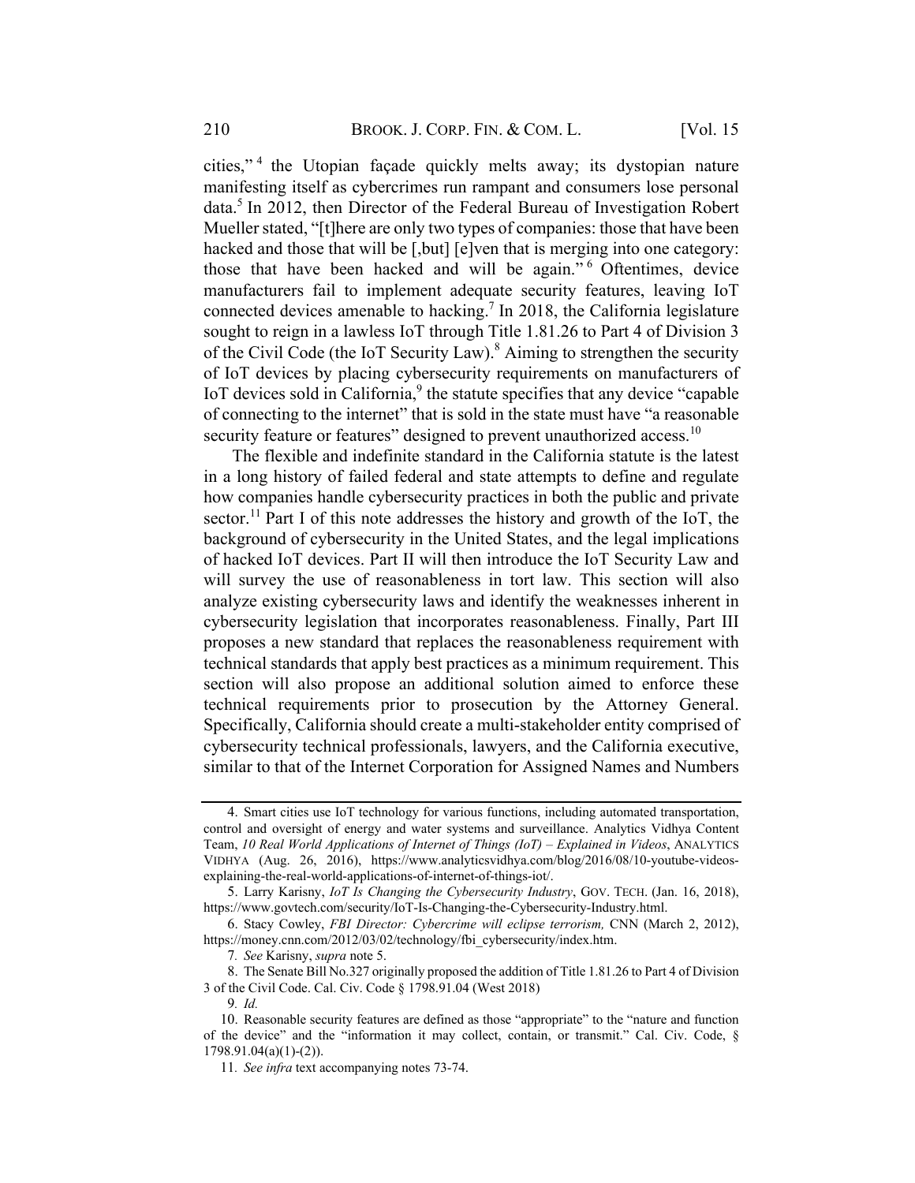cities,"[4] the Utopian façade quickly melts away; its dystopian nature manifesting itself as cybercrimes run rampant and consumers lose personal data.[5] In 2012, then Director of the Federal Bureau of Investigation Robert Mueller stated, "[t]here are only two types of companies: those that have been hacked and those that will be [,but] [e]ven that is merging into one category: those that have been hacked and will be again."[6] Oftentimes, device manufacturers fail to implement adequate security features, leaving IoT connected devices amenable to hacking.[7] In 2018, the California legislature sought to reign in a lawless IoT through Title 1.81.26 to Part 4 of Division 3 of the Civil Code (the IoT Security Law).[8] Aiming to strengthen the security of IoT devices by placing cybersecurity requirements on manufacturers of IoT devices sold in California,[9] the statute specifies that any device "capable of connecting to the internet" that is sold in the state must have "a reasonable security feature or features" designed to prevent unauthorized access.[10]

The flexible and indefinite standard in the California statute is the latest in a long history of failed federal and state attempts to define and regulate how companies handle cybersecurity practices in both the public and private sector.[11] Part I of this note addresses the history and growth of the IoT, the background of cybersecurity in the United States, and the legal implications of hacked IoT devices. Part II will then introduce the IoT Security Law and will survey the use of reasonableness in tort law. This section will also analyze existing cybersecurity laws and identify the weaknesses inherent in cybersecurity legislation that incorporates reasonableness. Finally, Part III proposes a new standard that replaces the reasonableness requirement with technical standards that apply best practices as a minimum requirement. This section will also propose an additional solution aimed to enforce these technical requirements prior to prosecution by the Attorney General. Specifically, California should create a multi-stakeholder entity comprised of cybersecurity technical professionals, lawyers, and the California executive, similar to that of the Internet Corporation for Assigned Names and Numbers

---

4. Smart cities use IoT technology for various functions, including automated transportation, control and oversight of energy and water systems and surveillance. Analytics Vidhya Content Team, *10 Real World Applications of Internet of Things (IoT) – Explained in Videos*, ANALYTICS VIDHYA (Aug. 26, 2016), https://www.analyticsvidhya.com/blog/2016/08/10-youtube-videos-explaining-the-real-world-applications-of-internet-of-things-iot/.

5. Larry Karisny, *IoT Is Changing the Cybersecurity Industry*, GOV. TECH. (Jan. 16, 2018), https://www.govtech.com/security/IoT-Is-Changing-the-Cybersecurity-Industry.html.

6. Stacy Cowley, *FBI Director: Cybercrime will eclipse terrorism,* CNN (March 2, 2012), https://money.cnn.com/2012/03/02/technology/fbi_cybersecurity/index.htm.

7. *See* Karisny, *supra* note 5.

8. The Senate Bill No.327 originally proposed the addition of Title 1.81.26 to Part 4 of Division 3 of the Civil Code. Cal. Civ. Code § 1798.91.04 (West 2018)

9. *Id.*

10. Reasonable security features are defined as those "appropriate" to the "nature and function of the device" and the "information it may collect, contain, or transmit." Cal. Civ. Code, § 1798.91.04(a)(1)-(2)).

11. *See infra* text accompanying notes 73-74.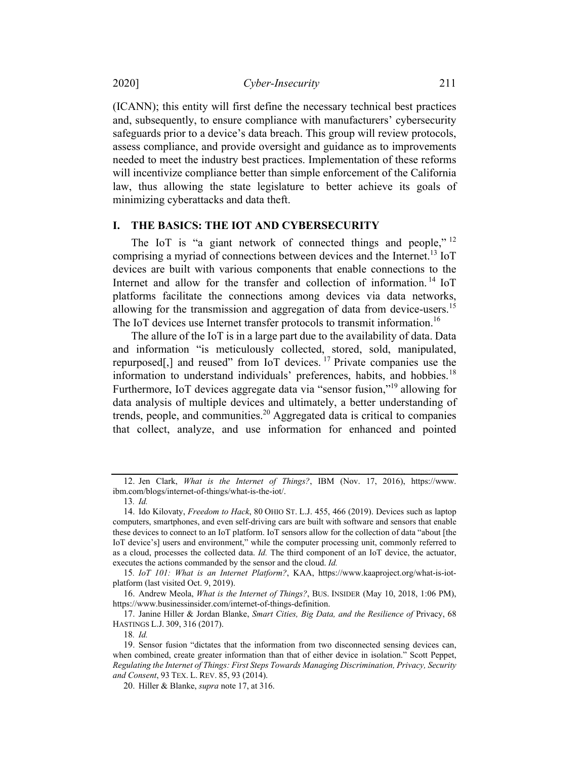(ICANN); this entity will first define the necessary technical best practices and, subsequently, to ensure compliance with manufacturers' cybersecurity safeguards prior to a device's data breach. This group will review protocols, assess compliance, and provide oversight and guidance as to improvements needed to meet the industry best practices. Implementation of these reforms will incentivize compliance better than simple enforcement of the California law, thus allowing the state legislature to better achieve its goals of minimizing cyberattacks and data theft.

## I. THE BASICS: THE IOT AND CYBERSECURITY

The IoT is "a giant network of connected things and people,"[12] comprising a myriad of connections between devices and the Internet.[13] IoT devices are built with various components that enable connections to the Internet and allow for the transfer and collection of information.[14] IoT platforms facilitate the connections among devices via data networks, allowing for the transmission and aggregation of data from device-users.[15] The IoT devices use Internet transfer protocols to transmit information.[16]

The allure of the IoT is in a large part due to the availability of data. Data and information "is meticulously collected, stored, sold, manipulated, repurposed[,] and reused" from IoT devices.[17] Private companies use the information to understand individuals' preferences, habits, and hobbies.[18] Furthermore, IoT devices aggregate data via "sensor fusion,"[19] allowing for data analysis of multiple devices and ultimately, a better understanding of trends, people, and communities.[20] Aggregated data is critical to companies that collect, analyze, and use information for enhanced and pointed

---

12. Jen Clark, *What is the Internet of Things?*, IBM (Nov. 17, 2016), https://www.ibm.com/blogs/internet-of-things/what-is-the-iot/.

13. *Id.*

14. Ido Kilovaty, *Freedom to Hack*, 80 OHIO ST. L.J. 455, 466 (2019). Devices such as laptop computers, smartphones, and even self-driving cars are built with software and sensors that enable these devices to connect to an IoT platform. IoT sensors allow for the collection of data "about [the IoT device's] users and environment," while the computer processing unit, commonly referred to as a cloud, processes the collected data. *Id.* The third component of an IoT device, the actuator, executes the actions commanded by the sensor and the cloud. *Id.*

15. *IoT 101: What is an Internet Platform?*, KAA, https://www.kaaproject.org/what-is-iot-platform (last visited Oct. 9, 2019).

16. Andrew Meola, *What is the Internet of Things?*, BUS. INSIDER (May 10, 2018, 1:06 PM), https://www.businessinsider.com/internet-of-things-definition.

17. Janine Hiller & Jordan Blanke, *Smart Cities, Big Data, and the Resilience of* Privacy, 68 HASTINGS L.J. 309, 316 (2017).

18. *Id.*

19. Sensor fusion "dictates that the information from two disconnected sensing devices can, when combined, create greater information than that of either device in isolation." Scott Peppet, *Regulating the Internet of Things: First Steps Towards Managing Discrimination, Privacy, Security and Consent*, 93 TEX. L. REV. 85, 93 (2014).

20. Hiller & Blanke, *supra* note 17, at 316.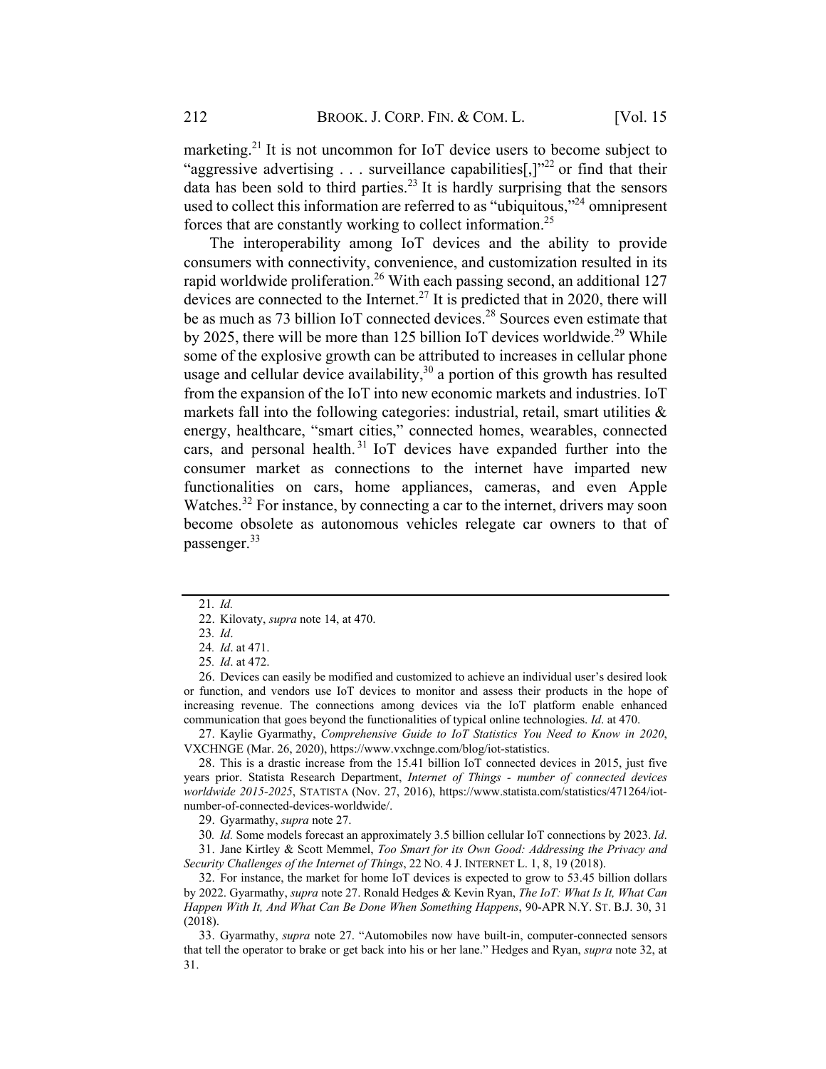marketing.[21] It is not uncommon for IoT device users to become subject to "aggressive advertising . . . surveillance capabilities[,]"[22] or find that their data has been sold to third parties.[23] It is hardly surprising that the sensors used to collect this information are referred to as "ubiquitous,"[24] omnipresent forces that are constantly working to collect information.[25]

The interoperability among IoT devices and the ability to provide consumers with connectivity, convenience, and customization resulted in its rapid worldwide proliferation.[26] With each passing second, an additional 127 devices are connected to the Internet.[27] It is predicted that in 2020, there will be as much as 73 billion IoT connected devices.[28] Sources even estimate that by 2025, there will be more than 125 billion IoT devices worldwide.[29] While some of the explosive growth can be attributed to increases in cellular phone usage and cellular device availability,[30] a portion of this growth has resulted from the expansion of the IoT into new economic markets and industries. IoT markets fall into the following categories: industrial, retail, smart utilities & energy, healthcare, "smart cities," connected homes, wearables, connected cars, and personal health.[31] IoT devices have expanded further into the consumer market as connections to the internet have imparted new functionalities on cars, home appliances, cameras, and even Apple Watches.[32] For instance, by connecting a car to the internet, drivers may soon become obsolete as autonomous vehicles relegate car owners to that of passenger.[33]

---

21. *Id.*

22. Kilovaty, *supra* note 14, at 470.

23. *Id*.

24. *Id*. at 471.

25. *Id*. at 472.

26. Devices can easily be modified and customized to achieve an individual user's desired look or function, and vendors use IoT devices to monitor and assess their products in the hope of increasing revenue. The connections among devices via the IoT platform enable enhanced communication that goes beyond the functionalities of typical online technologies. *Id*. at 470.

27. Kaylie Gyarmathy, *Comprehensive Guide to IoT Statistics You Need to Know in 2020*, VXCHNGE (Mar. 26, 2020), https://www.vxchnge.com/blog/iot-statistics.

28. This is a drastic increase from the 15.41 billion IoT connected devices in 2015, just five years prior. Statista Research Department, *Internet of Things - number of connected devices worldwide 2015-2025*, STATISTA (Nov. 27, 2016), https://www.statista.com/statistics/471264/iot-number-of-connected-devices-worldwide/.

29. Gyarmathy, *supra* note 27.

30. *Id.* Some models forecast an approximately 3.5 billion cellular IoT connections by 2023. *Id*.

31. Jane Kirtley & Scott Memmel, *Too Smart for its Own Good: Addressing the Privacy and Security Challenges of the Internet of Things*, 22 NO. 4 J. INTERNET L. 1, 8, 19 (2018).

32. For instance, the market for home IoT devices is expected to grow to 53.45 billion dollars by 2022. Gyarmathy, *supra* note 27. Ronald Hedges & Kevin Ryan, *The IoT: What Is It, What Can Happen With It, And What Can Be Done When Something Happens*, 90-APR N.Y. ST. B.J. 30, 31 (2018).

33. Gyarmathy, *supra* note 27. "Automobiles now have built-in, computer-connected sensors that tell the operator to brake or get back into his or her lane." Hedges and Ryan, *supra* note 32, at 31.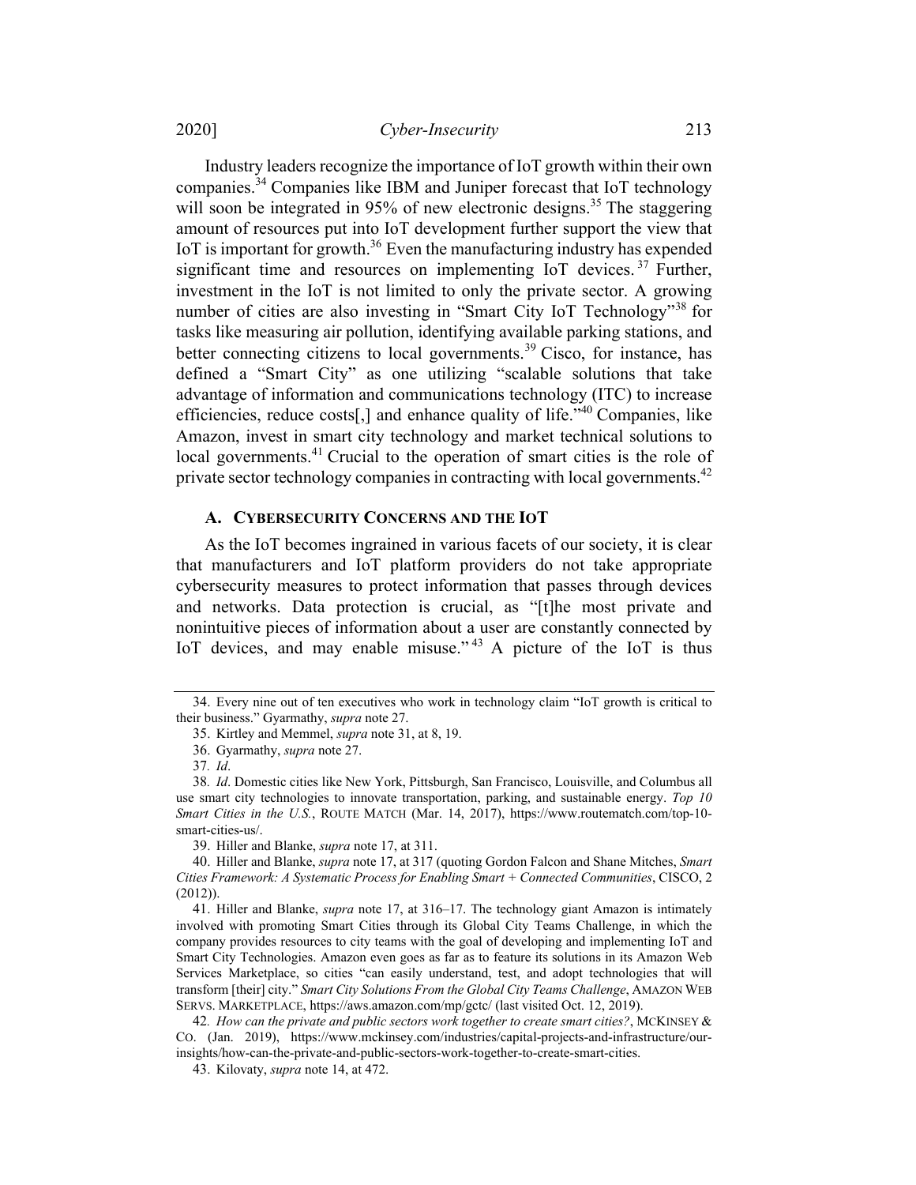Industry leaders recognize the importance of IoT growth within their own companies.[34] Companies like IBM and Juniper forecast that IoT technology will soon be integrated in 95% of new electronic designs.[35] The staggering amount of resources put into IoT development further support the view that IoT is important for growth.[36] Even the manufacturing industry has expended significant time and resources on implementing IoT devices.[37] Further, investment in the IoT is not limited to only the private sector. A growing number of cities are also investing in "Smart City IoT Technology"[38] for tasks like measuring air pollution, identifying available parking stations, and better connecting citizens to local governments.[39] Cisco, for instance, has defined a "Smart City" as one utilizing "scalable solutions that take advantage of information and communications technology (ITC) to increase efficiencies, reduce costs[,] and enhance quality of life."[40] Companies, like Amazon, invest in smart city technology and market technical solutions to local governments.[41] Crucial to the operation of smart cities is the role of private sector technology companies in contracting with local governments.[42]

### A. CYBERSECURITY CONCERNS AND THE IOT

As the IoT becomes ingrained in various facets of our society, it is clear that manufacturers and IoT platform providers do not take appropriate cybersecurity measures to protect information that passes through devices and networks. Data protection is crucial, as "[t]he most private and nonintuitive pieces of information about a user are constantly connected by IoT devices, and may enable misuse."[43] A picture of the IoT is thus

---

34. Every nine out of ten executives who work in technology claim "IoT growth is critical to their business." Gyarmathy, *supra* note 27.

35. Kirtley and Memmel, *supra* note 31, at 8, 19.

36. Gyarmathy, *supra* note 27.

37. *Id*.

38. *Id*. Domestic cities like New York, Pittsburgh, San Francisco, Louisville, and Columbus all use smart city technologies to innovate transportation, parking, and sustainable energy. *Top 10 Smart Cities in the U.S.*, ROUTE MATCH (Mar. 14, 2017), https://www.routematch.com/top-10-smart-cities-us/.

39. Hiller and Blanke, *supra* note 17, at 311.

40. Hiller and Blanke, *supra* note 17, at 317 (quoting Gordon Falcon and Shane Mitches, *Smart Cities Framework: A Systematic Process for Enabling Smart + Connected Communities*, CISCO, 2 (2012)).

41. Hiller and Blanke, *supra* note 17, at 316–17. The technology giant Amazon is intimately involved with promoting Smart Cities through its Global City Teams Challenge, in which the company provides resources to city teams with the goal of developing and implementing IoT and Smart City Technologies. Amazon even goes as far as to feature its solutions in its Amazon Web Services Marketplace, so cities "can easily understand, test, and adopt technologies that will transform [their] city." *Smart City Solutions From the Global City Teams Challenge*, AMAZON WEB SERVS. MARKETPLACE, https://aws.amazon.com/mp/gctc/ (last visited Oct. 12, 2019).

42. *How can the private and public sectors work together to create smart cities?*, MCKINSEY & CO. (Jan. 2019), https://www.mckinsey.com/industries/capital-projects-and-infrastructure/our-insights/how-can-the-private-and-public-sectors-work-together-to-create-smart-cities.

43. Kilovaty, *supra* note 14, at 472.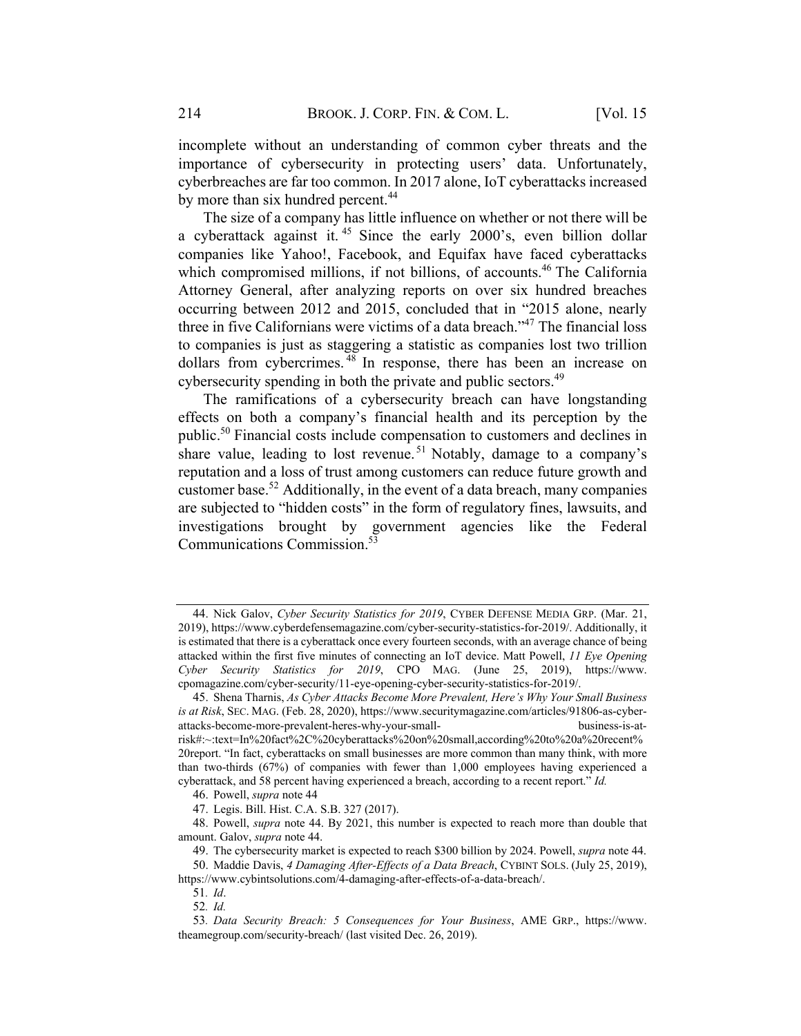incomplete without an understanding of common cyber threats and the importance of cybersecurity in protecting users' data. Unfortunately, cyberbreaches are far too common. In 2017 alone, IoT cyberattacks increased by more than six hundred percent.[44]

The size of a company has little influence on whether or not there will be a cyberattack against it.[45] Since the early 2000's, even billion dollar companies like Yahoo!, Facebook, and Equifax have faced cyberattacks which compromised millions, if not billions, of accounts.[46] The California Attorney General, after analyzing reports on over six hundred breaches occurring between 2012 and 2015, concluded that in "2015 alone, nearly three in five Californians were victims of a data breach."[47] The financial loss to companies is just as staggering a statistic as companies lost two trillion dollars from cybercrimes.[48] In response, there has been an increase on cybersecurity spending in both the private and public sectors.[49]

The ramifications of a cybersecurity breach can have longstanding effects on both a company's financial health and its perception by the public.[50] Financial costs include compensation to customers and declines in share value, leading to lost revenue.[51] Notably, damage to a company's reputation and a loss of trust among customers can reduce future growth and customer base.[52] Additionally, in the event of a data breach, many companies are subjected to "hidden costs" in the form of regulatory fines, lawsuits, and investigations brought by government agencies like the Federal Communications Commission.[53]

---

44. Nick Galov, *Cyber Security Statistics for 2019*, CYBER DEFENSE MEDIA GRP. (Mar. 21, 2019), https://www.cyberdefensemagazine.com/cyber-security-statistics-for-2019/. Additionally, it is estimated that there is a cyberattack once every fourteen seconds, with an average chance of being attacked within the first five minutes of connecting an IoT device. Matt Powell, *11 Eye Opening Cyber Security Statistics for 2019*, CPO MAG. (June 25, 2019), https://www.cpomagazine.com/cyber-security/11-eye-opening-cyber-security-statistics-for-2019/.

45. Shena Tharnis, *As Cyber Attacks Become More Prevalent, Here's Why Your Small Business is at Risk*, SEC. MAG. (Feb. 28, 2020), https://www.securitymagazine.com/articles/91806-as-cyber-attacks-become-more-prevalent-heres-why-your-small-business-is-at-risk#:~:text=In%20fact%2C%20cyberattacks%20on%20small,according%20to%20a%20recent%20report. "In fact, cyberattacks on small businesses are more common than many think, with more than two-thirds (67%) of companies with fewer than 1,000 employees having experienced a cyberattack, and 58 percent having experienced a breach, according to a recent report." *Id.*

46. Powell, *supra* note 44

47. Legis. Bill. Hist. C.A. S.B. 327 (2017).

48. Powell, *supra* note 44. By 2021, this number is expected to reach more than double that amount. Galov, *supra* note 44.

49. The cybersecurity market is expected to reach $300 billion by 2024. Powell, *supra* note 44.

50. Maddie Davis, *4 Damaging After-Effects of a Data Breach*, CYBINT SOLS. (July 25, 2019), https://www.cybintsolutions.com/4-damaging-after-effects-of-a-data-breach/.

51. *Id*.

52. *Id.*

53. *Data Security Breach: 5 Consequences for Your Business*, AME GRP., https://www.theamegroup.com/security-breach/ (last visited Dec. 26, 2019).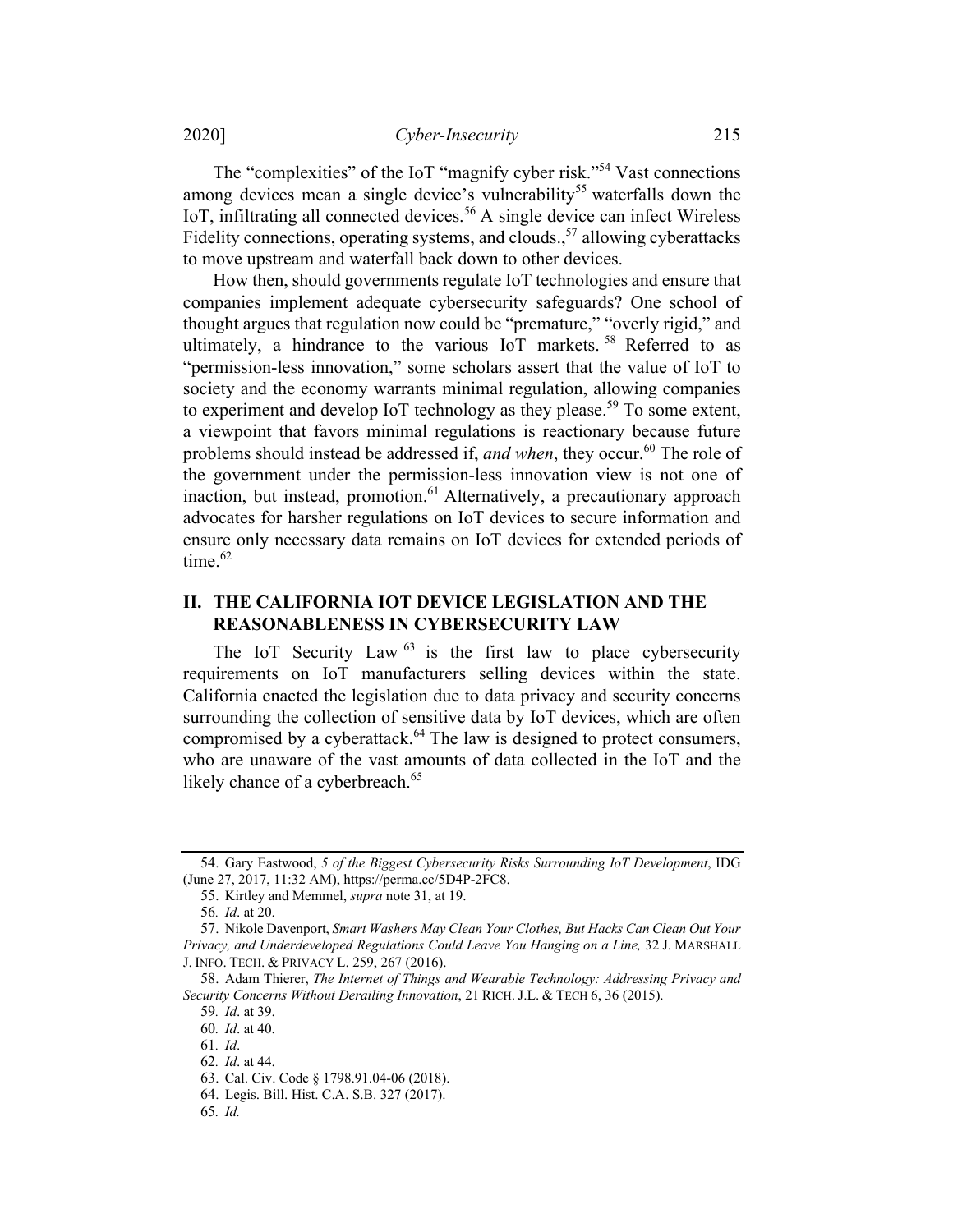The "complexities" of the IoT "magnify cyber risk."[54] Vast connections among devices mean a single device's vulnerability[55] waterfalls down the IoT, infiltrating all connected devices.[56] A single device can infect Wireless Fidelity connections, operating systems, and clouds.,[57] allowing cyberattacks to move upstream and waterfall back down to other devices.

How then, should governments regulate IoT technologies and ensure that companies implement adequate cybersecurity safeguards? One school of thought argues that regulation now could be "premature," "overly rigid," and ultimately, a hindrance to the various IoT markets.[58] Referred to as "permission-less innovation," some scholars assert that the value of IoT to society and the economy warrants minimal regulation, allowing companies to experiment and develop IoT technology as they please.[59] To some extent, a viewpoint that favors minimal regulations is reactionary because future problems should instead be addressed if, *and when*, they occur.[60] The role of the government under the permission-less innovation view is not one of inaction, but instead, promotion.[61] Alternatively, a precautionary approach advocates for harsher regulations on IoT devices to secure information and ensure only necessary data remains on IoT devices for extended periods of time.[62]

## II. THE CALIFORNIA IOT DEVICE LEGISLATION AND THE REASONABLENESS IN CYBERSECURITY LAW

The IoT Security Law[63] is the first law to place cybersecurity requirements on IoT manufacturers selling devices within the state. California enacted the legislation due to data privacy and security concerns surrounding the collection of sensitive data by IoT devices, which are often compromised by a cyberattack.[64] The law is designed to protect consumers, who are unaware of the vast amounts of data collected in the IoT and the likely chance of a cyberbreach.[65]

---

54. Gary Eastwood, *5 of the Biggest Cybersecurity Risks Surrounding IoT Development*, IDG (June 27, 2017, 11:32 AM), https://perma.cc/5D4P-2FC8.

55. Kirtley and Memmel, *supra* note 31, at 19.

56. *Id*. at 20.

57. Nikole Davenport, *Smart Washers May Clean Your Clothes, But Hacks Can Clean Out Your Privacy, and Underdeveloped Regulations Could Leave You Hanging on a Line,* 32 J. MARSHALL J. INFO. TECH. & PRIVACY L. 259, 267 (2016).

58. Adam Thierer, *The Internet of Things and Wearable Technology: Addressing Privacy and Security Concerns Without Derailing Innovation*, 21 RICH. J.L. & TECH 6, 36 (2015).

59. *Id*. at 39.

60. *Id*. at 40.

61. *Id*.

62. *Id*. at 44.

63. Cal. Civ. Code § 1798.91.04-06 (2018).

64. Legis. Bill. Hist. C.A. S.B. 327 (2017).

65. *Id.*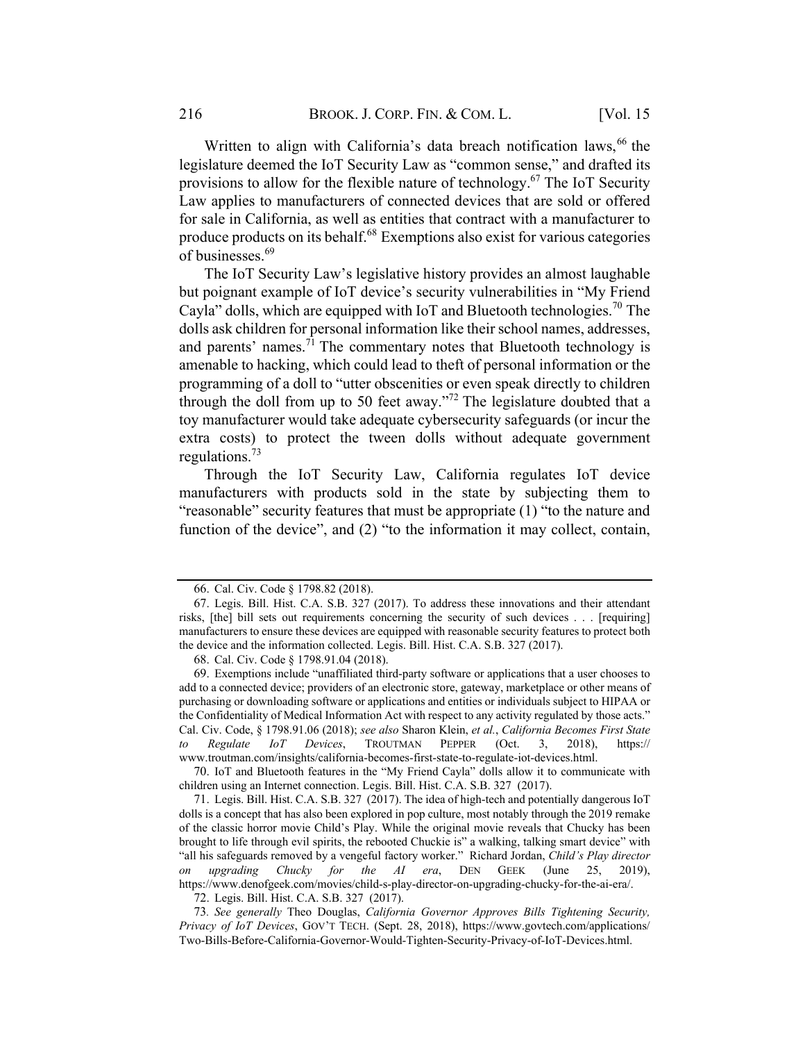Written to align with California's data breach notification laws,[66] the legislature deemed the IoT Security Law as "common sense," and drafted its provisions to allow for the flexible nature of technology.[67] The IoT Security Law applies to manufacturers of connected devices that are sold or offered for sale in California, as well as entities that contract with a manufacturer to produce products on its behalf.[68] Exemptions also exist for various categories of businesses.[69]

The IoT Security Law's legislative history provides an almost laughable but poignant example of IoT device's security vulnerabilities in "My Friend Cayla" dolls, which are equipped with IoT and Bluetooth technologies.[70] The dolls ask children for personal information like their school names, addresses, and parents' names.[71] The commentary notes that Bluetooth technology is amenable to hacking, which could lead to theft of personal information or the programming of a doll to "utter obscenities or even speak directly to children through the doll from up to 50 feet away."[72] The legislature doubted that a toy manufacturer would take adequate cybersecurity safeguards (or incur the extra costs) to protect the tween dolls without adequate government regulations.[73]

Through the IoT Security Law, California regulates IoT device manufacturers with products sold in the state by subjecting them to "reasonable" security features that must be appropriate (1) "to the nature and function of the device", and (2) "to the information it may collect, contain,

---

66. Cal. Civ. Code § 1798.82 (2018).

67. Legis. Bill. Hist. C.A. S.B. 327 (2017). To address these innovations and their attendant risks, [the] bill sets out requirements concerning the security of such devices . . . [requiring] manufacturers to ensure these devices are equipped with reasonable security features to protect both the device and the information collected. Legis. Bill. Hist. C.A. S.B. 327 (2017).

68. Cal. Civ. Code § 1798.91.04 (2018).

69. Exemptions include "unaffiliated third-party software or applications that a user chooses to add to a connected device; providers of an electronic store, gateway, marketplace or other means of purchasing or downloading software or applications and entities or individuals subject to HIPAA or the Confidentiality of Medical Information Act with respect to any activity regulated by those acts." Cal. Civ. Code, § 1798.91.06 (2018); *see also* Sharon Klein, *et al.*, *California Becomes First State to Regulate IoT Devices*, TROUTMAN PEPPER (Oct. 3, 2018), https://www.troutman.com/insights/california-becomes-first-state-to-regulate-iot-devices.html.

70. IoT and Bluetooth features in the "My Friend Cayla" dolls allow it to communicate with children using an Internet connection. Legis. Bill. Hist. C.A. S.B. 327 (2017).

71. Legis. Bill. Hist. C.A. S.B. 327 (2017). The idea of high-tech and potentially dangerous IoT dolls is a concept that has also been explored in pop culture, most notably through the 2019 remake of the classic horror movie Child's Play. While the original movie reveals that Chucky has been brought to life through evil spirits, the rebooted Chuckie is" a walking, talking smart device" with "all his safeguards removed by a vengeful factory worker." Richard Jordan, *Child's Play director on upgrading Chucky for the AI era*, DEN GEEK (June 25, 2019), https://www.denofgeek.com/movies/child-s-play-director-on-upgrading-chucky-for-the-ai-era/.

72. Legis. Bill. Hist. C.A. S.B. 327 (2017).

73. *See generally* Theo Douglas, *California Governor Approves Bills Tightening Security, Privacy of IoT Devices*, GOV'T TECH. (Sept. 28, 2018), https://www.govtech.com/applications/Two-Bills-Before-California-Governor-Would-Tighten-Security-Privacy-of-IoT-Devices.html.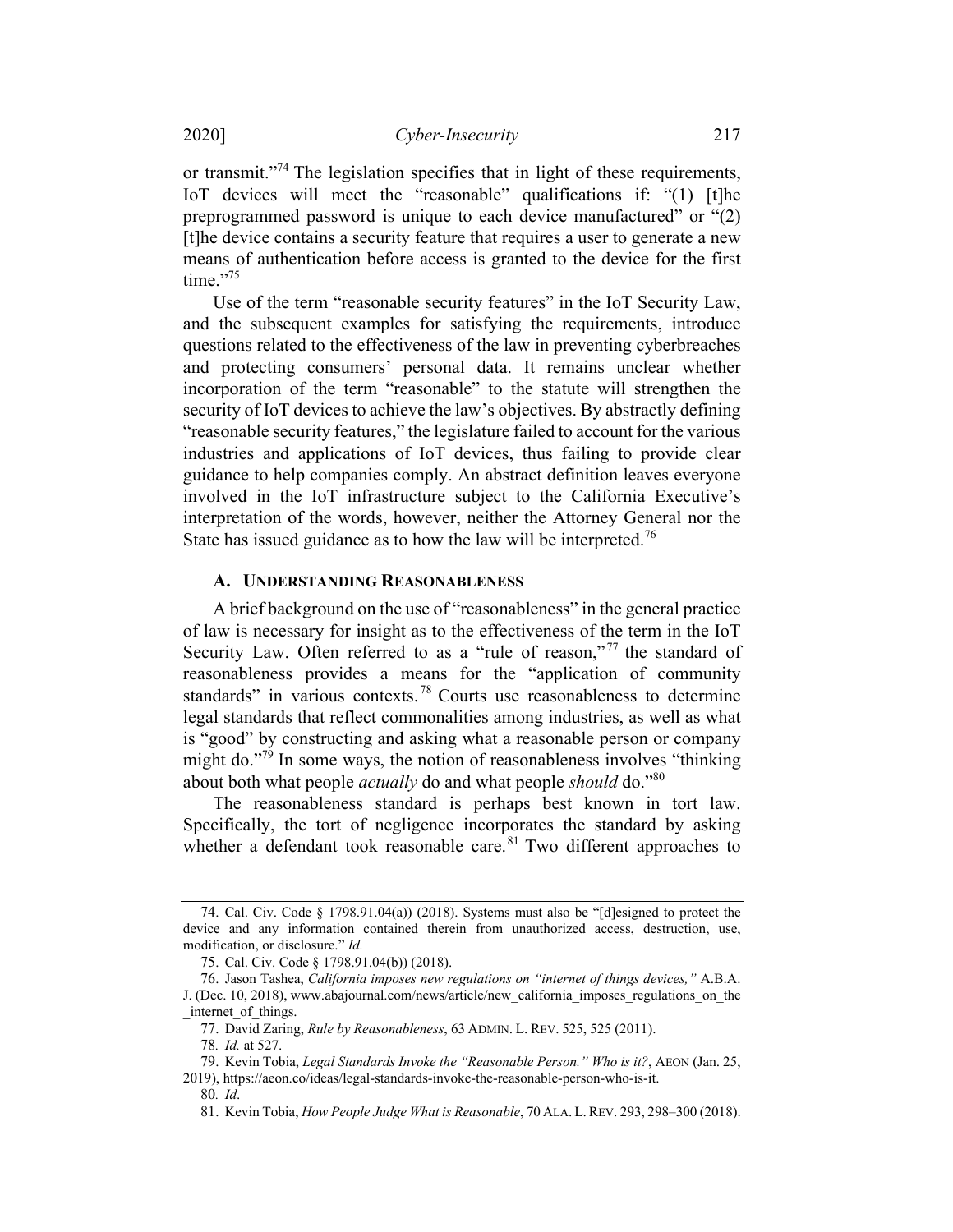or transmit."[74] The legislation specifies that in light of these requirements, IoT devices will meet the "reasonable" qualifications if: "(1) [t]he preprogrammed password is unique to each device manufactured" or "(2) [t]he device contains a security feature that requires a user to generate a new means of authentication before access is granted to the device for the first time."[75]

Use of the term "reasonable security features" in the IoT Security Law, and the subsequent examples for satisfying the requirements, introduce questions related to the effectiveness of the law in preventing cyberbreaches and protecting consumers' personal data. It remains unclear whether incorporation of the term "reasonable" to the statute will strengthen the security of IoT devices to achieve the law's objectives. By abstractly defining "reasonable security features," the legislature failed to account for the various industries and applications of IoT devices, thus failing to provide clear guidance to help companies comply. An abstract definition leaves everyone involved in the IoT infrastructure subject to the California Executive's interpretation of the words, however, neither the Attorney General nor the State has issued guidance as to how the law will be interpreted.[76]

### A. Understanding Reasonableness

A brief background on the use of "reasonableness" in the general practice of law is necessary for insight as to the effectiveness of the term in the IoT Security Law. Often referred to as a "rule of reason,"[77] the standard of reasonableness provides a means for the "application of community standards" in various contexts.[78] Courts use reasonableness to determine legal standards that reflect commonalities among industries, as well as what is "good" by constructing and asking what a reasonable person or company might do."[79] In some ways, the notion of reasonableness involves "thinking about both what people *actually* do and what people *should* do."[80]

The reasonableness standard is perhaps best known in tort law. Specifically, the tort of negligence incorporates the standard by asking whether a defendant took reasonable care.[81] Two different approaches to

---

74. Cal. Civ. Code § 1798.91.04(a)) (2018). Systems must also be "[d]esigned to protect the device and any information contained therein from unauthorized access, destruction, use, modification, or disclosure." *Id.*

75. Cal. Civ. Code § 1798.91.04(b)) (2018).

76. Jason Tashea, *California imposes new regulations on "internet of things devices,"* A.B.A. J. (Dec. 10, 2018), www.abajournal.com/news/article/new_california_imposes_regulations_on_the_internet_of_things.

77. David Zaring, *Rule by Reasonableness*, 63 ADMIN. L. REV. 525, 525 (2011).

78. *Id.* at 527.

79. Kevin Tobia, *Legal Standards Invoke the "Reasonable Person." Who is it?*, AEON (Jan. 25, 2019), https://aeon.co/ideas/legal-standards-invoke-the-reasonable-person-who-is-it.

80. *Id*.

81. Kevin Tobia, *How People Judge What is Reasonable*, 70 ALA. L. REV. 293, 298–300 (2018).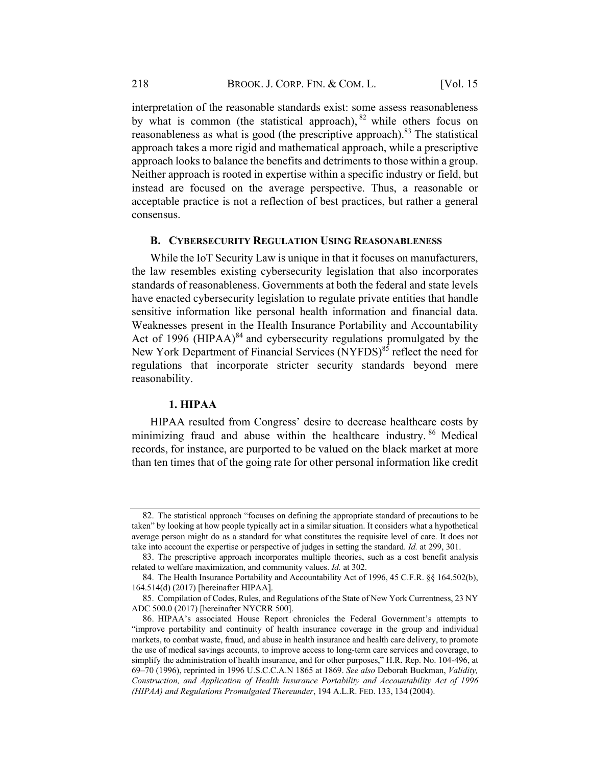interpretation of the reasonable standards exist: some assess reasonableness by what is common (the statistical approach),[82] while others focus on reasonableness as what is good (the prescriptive approach).[83] The statistical approach takes a more rigid and mathematical approach, while a prescriptive approach looks to balance the benefits and detriments to those within a group. Neither approach is rooted in expertise within a specific industry or field, but instead are focused on the average perspective. Thus, a reasonable or acceptable practice is not a reflection of best practices, but rather a general consensus.

### B. CYBERSECURITY REGULATION USING REASONABLENESS

While the IoT Security Law is unique in that it focuses on manufacturers, the law resembles existing cybersecurity legislation that also incorporates standards of reasonableness. Governments at both the federal and state levels have enacted cybersecurity legislation to regulate private entities that handle sensitive information like personal health information and financial data. Weaknesses present in the Health Insurance Portability and Accountability Act of 1996 (HIPAA)[84] and cybersecurity regulations promulgated by the New York Department of Financial Services (NYFDS)[85] reflect the need for regulations that incorporate stricter security standards beyond mere reasonability.

#### 1. HIPAA

HIPAA resulted from Congress' desire to decrease healthcare costs by minimizing fraud and abuse within the healthcare industry.[86] Medical records, for instance, are purported to be valued on the black market at more than ten times that of the going rate for other personal information like credit

---

82. The statistical approach "focuses on defining the appropriate standard of precautions to be taken" by looking at how people typically act in a similar situation. It considers what a hypothetical average person might do as a standard for what constitutes the requisite level of care. It does not take into account the expertise or perspective of judges in setting the standard. *Id.* at 299, 301.

83. The prescriptive approach incorporates multiple theories, such as a cost benefit analysis related to welfare maximization, and community values. *Id.* at 302.

84. The Health Insurance Portability and Accountability Act of 1996, 45 C.F.R. §§ 164.502(b), 164.514(d) (2017) [hereinafter HIPAA].

85. Compilation of Codes, Rules, and Regulations of the State of New York Currentness, 23 NY ADC 500.0 (2017) [hereinafter NYCRR 500].

86. HIPAA's associated House Report chronicles the Federal Government's attempts to "improve portability and continuity of health insurance coverage in the group and individual markets, to combat waste, fraud, and abuse in health insurance and health care delivery, to promote the use of medical savings accounts, to improve access to long-term care services and coverage, to simplify the administration of health insurance, and for other purposes," H.R. Rep. No. 104-496, at 69–70 (1996), reprinted in 1996 U.S.C.C.A.N 1865 at 1869. *See also* Deborah Buckman, *Validity, Construction, and Application of Health Insurance Portability and Accountability Act of 1996 (HIPAA) and Regulations Promulgated Thereunder*, 194 A.L.R. FED. 133, 134 (2004).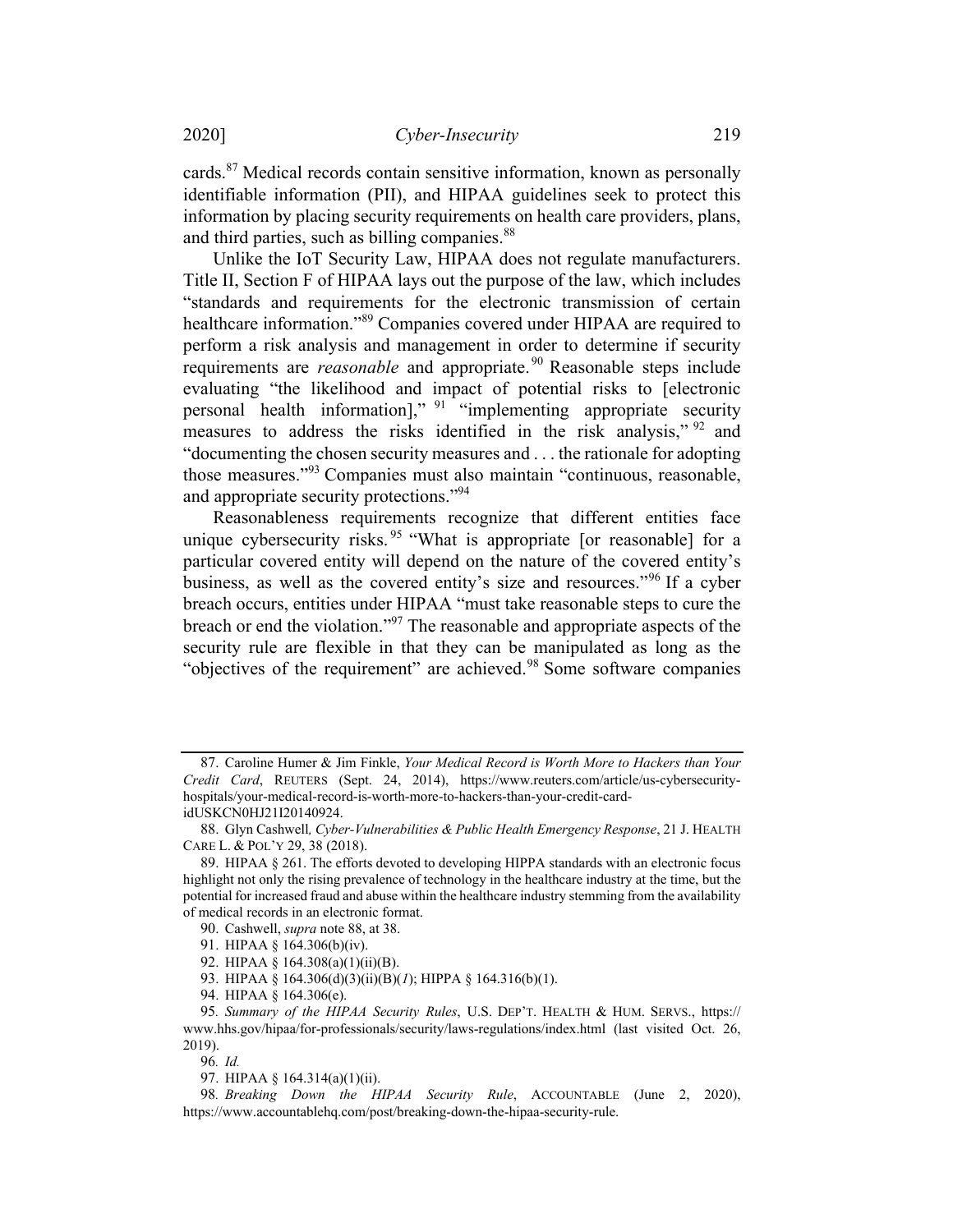cards.[87] Medical records contain sensitive information, known as personally identifiable information (PII), and HIPAA guidelines seek to protect this information by placing security requirements on health care providers, plans, and third parties, such as billing companies.[88]

Unlike the IoT Security Law, HIPAA does not regulate manufacturers. Title II, Section F of HIPAA lays out the purpose of the law, which includes "standards and requirements for the electronic transmission of certain healthcare information."[89] Companies covered under HIPAA are required to perform a risk analysis and management in order to determine if security requirements are *reasonable* and appropriate.[90] Reasonable steps include evaluating "the likelihood and impact of potential risks to [electronic personal health information]," [91] "implementing appropriate security measures to address the risks identified in the risk analysis," [92] and "documenting the chosen security measures and . . . the rationale for adopting those measures."[93] Companies must also maintain "continuous, reasonable, and appropriate security protections."[94]

Reasonableness requirements recognize that different entities face unique cybersecurity risks.[95] "What is appropriate [or reasonable] for a particular covered entity will depend on the nature of the covered entity's business, as well as the covered entity's size and resources."[96] If a cyber breach occurs, entities under HIPAA "must take reasonable steps to cure the breach or end the violation."[97] The reasonable and appropriate aspects of the security rule are flexible in that they can be manipulated as long as the "objectives of the requirement" are achieved.[98] Some software companies

---

87. Caroline Humer & Jim Finkle, *Your Medical Record is Worth More to Hackers than Your Credit Card*, REUTERS (Sept. 24, 2014), https://www.reuters.com/article/us-cybersecurity-hospitals/your-medical-record-is-worth-more-to-hackers-than-your-credit-card-idUSKCN0HJ21I20140924.

88. Glyn Cashwell, *Cyber-Vulnerabilities & Public Health Emergency Response*, 21 J. HEALTH CARE L. & POL'Y 29, 38 (2018).

89. HIPAA § 261. The efforts devoted to developing HIPPA standards with an electronic focus highlight not only the rising prevalence of technology in the healthcare industry at the time, but the potential for increased fraud and abuse within the healthcare industry stemming from the availability of medical records in an electronic format.

90. Cashwell, *supra* note 88, at 38.

91. HIPAA § 164.306(b)(iv).

92. HIPAA § 164.308(a)(1)(ii)(B).

93. HIPAA § 164.306(d)(3)(ii)(B)(*1*); HIPPA § 164.316(b)(1).

94. HIPAA § 164.306(e).

95. *Summary of the HIPAA Security Rules*, U.S. DEP'T. HEALTH & HUM. SERVS., https://www.hhs.gov/hipaa/for-professionals/security/laws-regulations/index.html (last visited Oct. 26, 2019).

96. *Id.*

97. HIPAA § 164.314(a)(1)(ii).

98. *Breaking Down the HIPAA Security Rule*, ACCOUNTABLE (June 2, 2020), https://www.accountablehq.com/post/breaking-down-the-hipaa-security-rule.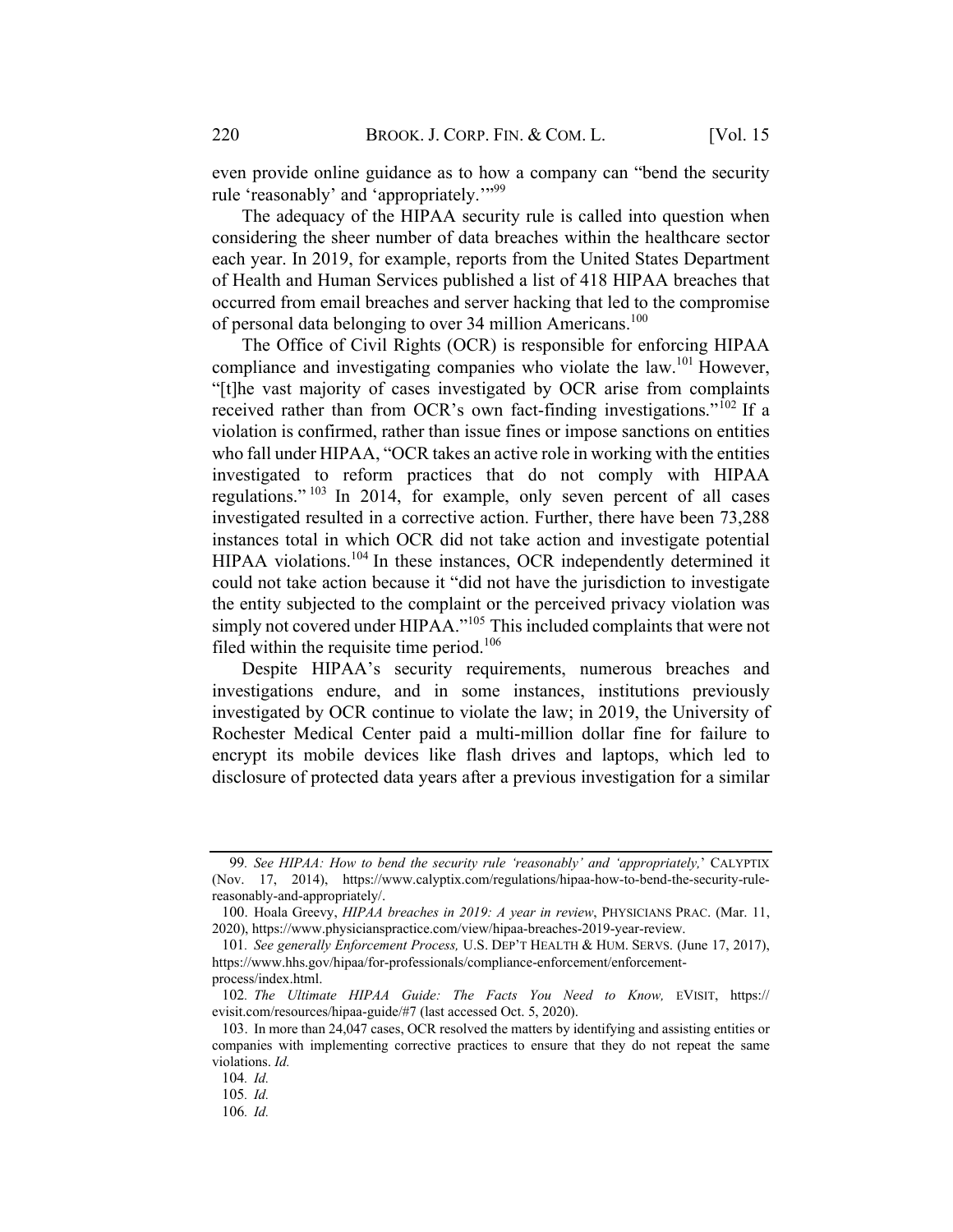even provide online guidance as to how a company can "bend the security rule 'reasonably' and 'appropriately.'"[99]

The adequacy of the HIPAA security rule is called into question when considering the sheer number of data breaches within the healthcare sector each year. In 2019, for example, reports from the United States Department of Health and Human Services published a list of 418 HIPAA breaches that occurred from email breaches and server hacking that led to the compromise of personal data belonging to over 34 million Americans.[100]

The Office of Civil Rights (OCR) is responsible for enforcing HIPAA compliance and investigating companies who violate the law.[101] However, "[t]he vast majority of cases investigated by OCR arise from complaints received rather than from OCR's own fact-finding investigations."[102] If a violation is confirmed, rather than issue fines or impose sanctions on entities who fall under HIPAA, "OCR takes an active role in working with the entities investigated to reform practices that do not comply with HIPAA regulations."[103] In 2014, for example, only seven percent of all cases investigated resulted in a corrective action. Further, there have been 73,288 instances total in which OCR did not take action and investigate potential HIPAA violations.[104] In these instances, OCR independently determined it could not take action because it "did not have the jurisdiction to investigate the entity subjected to the complaint or the perceived privacy violation was simply not covered under HIPAA."[105] This included complaints that were not filed within the requisite time period.[106]

Despite HIPAA's security requirements, numerous breaches and investigations endure, and in some instances, institutions previously investigated by OCR continue to violate the law; in 2019, the University of Rochester Medical Center paid a multi-million dollar fine for failure to encrypt its mobile devices like flash drives and laptops, which led to disclosure of protected data years after a previous investigation for a similar

---

99. *See HIPAA: How to bend the security rule 'reasonably' and 'appropriately,'* CALYPTIX (Nov. 17, 2014), https://www.calyptix.com/regulations/hipaa-how-to-bend-the-security-rule-reasonably-and-appropriately/.

100. Hoala Greevy, *HIPAA breaches in 2019: A year in review*, PHYSICIANS PRAC. (Mar. 11, 2020), https://www.physicianspractice.com/view/hipaa-breaches-2019-year-review.

101. *See generally Enforcement Process,* U.S. DEP'T HEALTH & HUM. SERVS. (June 17, 2017), https://www.hhs.gov/hipaa/for-professionals/compliance-enforcement/enforcement-process/index.html.

102. *The Ultimate HIPAA Guide: The Facts You Need to Know,* EVISIT, https://evisit.com/resources/hipaa-guide/#7 (last accessed Oct. 5, 2020).

103. In more than 24,047 cases, OCR resolved the matters by identifying and assisting entities or companies with implementing corrective practices to ensure that they do not repeat the same violations. *Id.*

104. *Id.*

105. *Id.*

106. *Id.*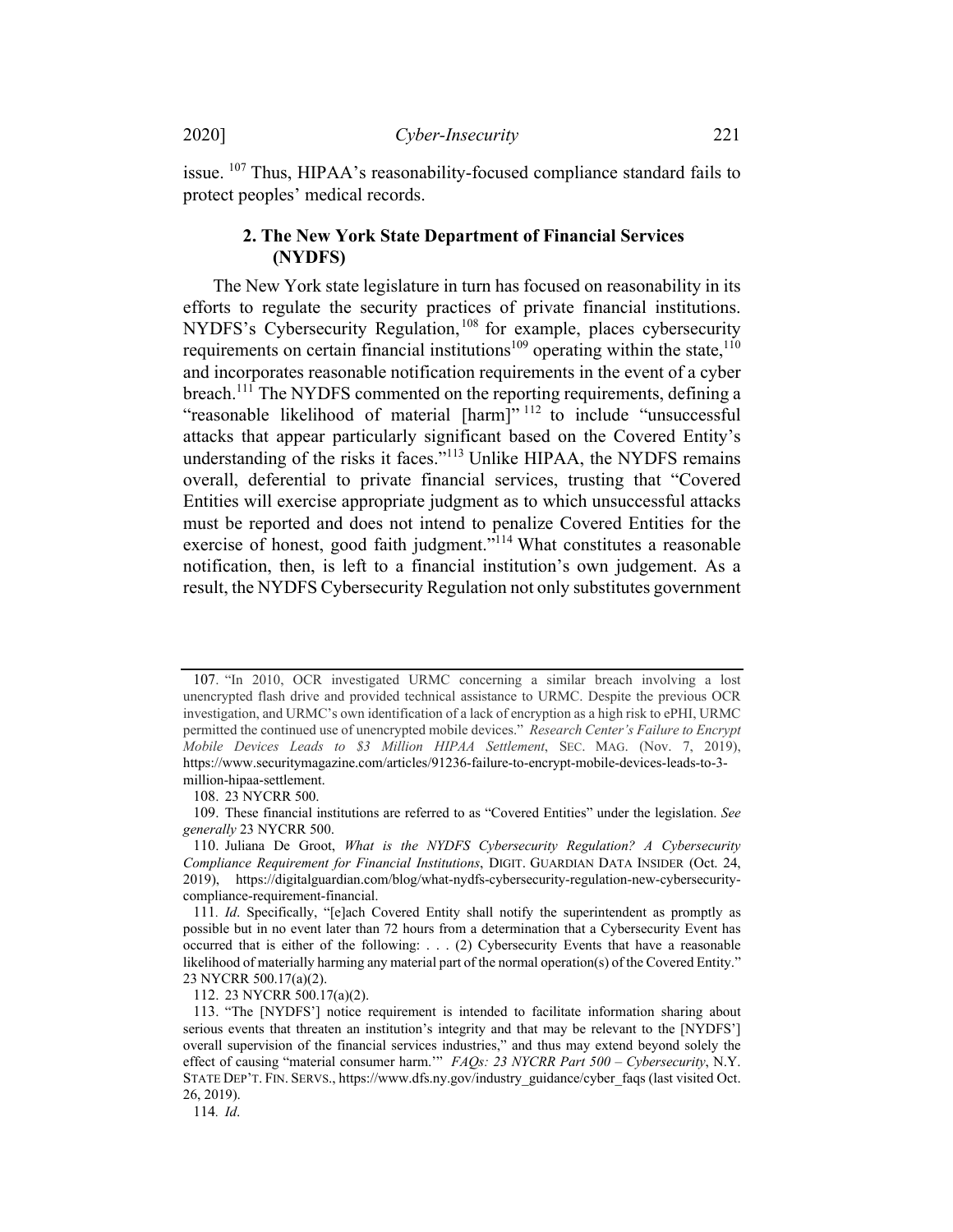issue. [107] Thus, HIPAA's reasonability-focused compliance standard fails to protect peoples' medical records.

### 2. The New York State Department of Financial Services (NYDFS)

The New York state legislature in turn has focused on reasonability in its efforts to regulate the security practices of private financial institutions. NYDFS's Cybersecurity Regulation,[108] for example, places cybersecurity requirements on certain financial institutions[109] operating within the state,[110] and incorporates reasonable notification requirements in the event of a cyber breach.[111] The NYDFS commented on the reporting requirements, defining a "reasonable likelihood of material [harm]"[112] to include "unsuccessful attacks that appear particularly significant based on the Covered Entity's understanding of the risks it faces."[113] Unlike HIPAA, the NYDFS remains overall, deferential to private financial services, trusting that "Covered Entities will exercise appropriate judgment as to which unsuccessful attacks must be reported and does not intend to penalize Covered Entities for the exercise of honest, good faith judgment."[114] What constitutes a reasonable notification, then, is left to a financial institution's own judgement. As a result, the NYDFS Cybersecurity Regulation not only substitutes government

---

107. "In 2010, OCR investigated URMC concerning a similar breach involving a lost unencrypted flash drive and provided technical assistance to URMC. Despite the previous OCR investigation, and URMC's own identification of a lack of encryption as a high risk to ePHI, URMC permitted the continued use of unencrypted mobile devices." *Research Center's Failure to Encrypt Mobile Devices Leads to $3 Million HIPAA Settlement*, SEC. MAG. (Nov. 7, 2019), https://www.securitymagazine.com/articles/91236-failure-to-encrypt-mobile-devices-leads-to-3-million-hipaa-settlement.

108. 23 NYCRR 500.

109. These financial institutions are referred to as "Covered Entities" under the legislation. *See generally* 23 NYCRR 500.

110. Juliana De Groot, *What is the NYDFS Cybersecurity Regulation? A Cybersecurity Compliance Requirement for Financial Institutions*, DIGIT. GUARDIAN DATA INSIDER (Oct. 24, 2019), https://digitalguardian.com/blog/what-nydfs-cybersecurity-regulation-new-cybersecurity-compliance-requirement-financial.

111. *Id*. Specifically, "[e]ach Covered Entity shall notify the superintendent as promptly as possible but in no event later than 72 hours from a determination that a Cybersecurity Event has occurred that is either of the following: . . . (2) Cybersecurity Events that have a reasonable likelihood of materially harming any material part of the normal operation(s) of the Covered Entity." 23 NYCRR 500.17(a)(2).

112. 23 NYCRR 500.17(a)(2).

113. "The [NYDFS'] notice requirement is intended to facilitate information sharing about serious events that threaten an institution's integrity and that may be relevant to the [NYDFS'] overall supervision of the financial services industries," and thus may extend beyond solely the effect of causing "material consumer harm.'" *FAQs: 23 NYCRR Part 500 – Cybersecurity*, N.Y. STATE DEP'T. FIN. SERVS., https://www.dfs.ny.gov/industry_guidance/cyber_faqs (last visited Oct. 26, 2019).

114. *Id*.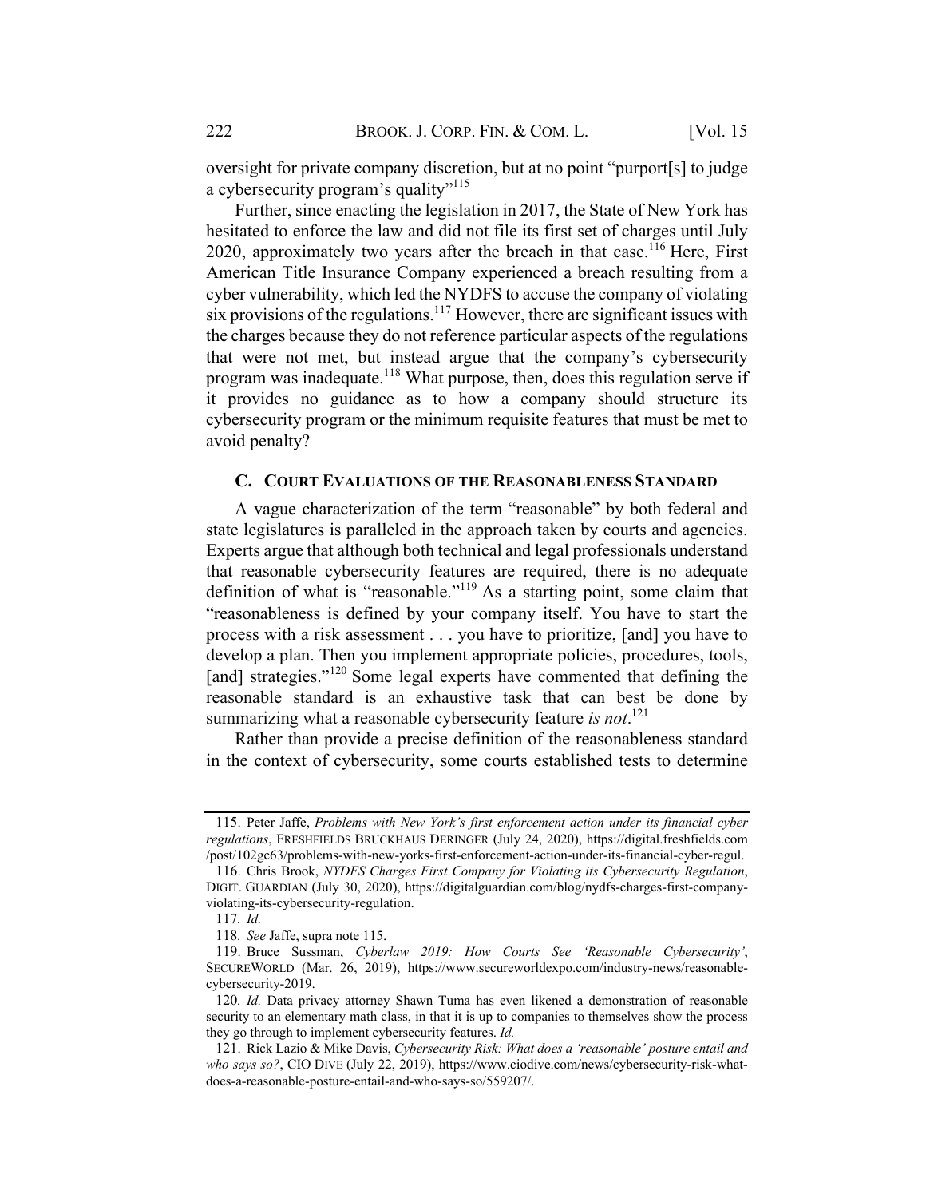oversight for private company discretion, but at no point "purport[s] to judge a cybersecurity program's quality"[115]

Further, since enacting the legislation in 2017, the State of New York has hesitated to enforce the law and did not file its first set of charges until July 2020, approximately two years after the breach in that case.[116] Here, First American Title Insurance Company experienced a breach resulting from a cyber vulnerability, which led the NYDFS to accuse the company of violating six provisions of the regulations.[117] However, there are significant issues with the charges because they do not reference particular aspects of the regulations that were not met, but instead argue that the company's cybersecurity program was inadequate.[118] What purpose, then, does this regulation serve if it provides no guidance as to how a company should structure its cybersecurity program or the minimum requisite features that must be met to avoid penalty?

### C. COURT EVALUATIONS OF THE REASONABLENESS STANDARD

A vague characterization of the term "reasonable" by both federal and state legislatures is paralleled in the approach taken by courts and agencies. Experts argue that although both technical and legal professionals understand that reasonable cybersecurity features are required, there is no adequate definition of what is "reasonable."[119] As a starting point, some claim that "reasonableness is defined by your company itself. You have to start the process with a risk assessment . . . you have to prioritize, [and] you have to develop a plan. Then you implement appropriate policies, procedures, tools, [and] strategies."[120] Some legal experts have commented that defining the reasonable standard is an exhaustive task that can best be done by summarizing what a reasonable cybersecurity feature *is not*.[121]

Rather than provide a precise definition of the reasonableness standard in the context of cybersecurity, some courts established tests to determine

---

115. Peter Jaffe, *Problems with New York's first enforcement action under its financial cyber regulations*, FRESHFIELDS BRUCKHAUS DERINGER (July 24, 2020), https://digital.freshfields.com/post/102gc63/problems-with-new-yorks-first-enforcement-action-under-its-financial-cyber-regul.

116. Chris Brook, *NYDFS Charges First Company for Violating its Cybersecurity Regulation*, DIGIT. GUARDIAN (July 30, 2020), https://digitalguardian.com/blog/nydfs-charges-first-company-violating-its-cybersecurity-regulation.

117. *Id.*

118. *See* Jaffe, supra note 115.

119. Bruce Sussman, *Cyberlaw 2019: How Courts See 'Reasonable Cybersecurity'*, SECUREWORLD (Mar. 26, 2019), https://www.secureworldexpo.com/industry-news/reasonable-cybersecurity-2019.

120. *Id.* Data privacy attorney Shawn Tuma has even likened a demonstration of reasonable security to an elementary math class, in that it is up to companies to themselves show the process they go through to implement cybersecurity features. *Id.*

121. Rick Lazio & Mike Davis, *Cybersecurity Risk: What does a 'reasonable' posture entail and who says so?*, CIO DIVE (July 22, 2019), https://www.ciodive.com/news/cybersecurity-risk-what-does-a-reasonable-posture-entail-and-who-says-so/559207/.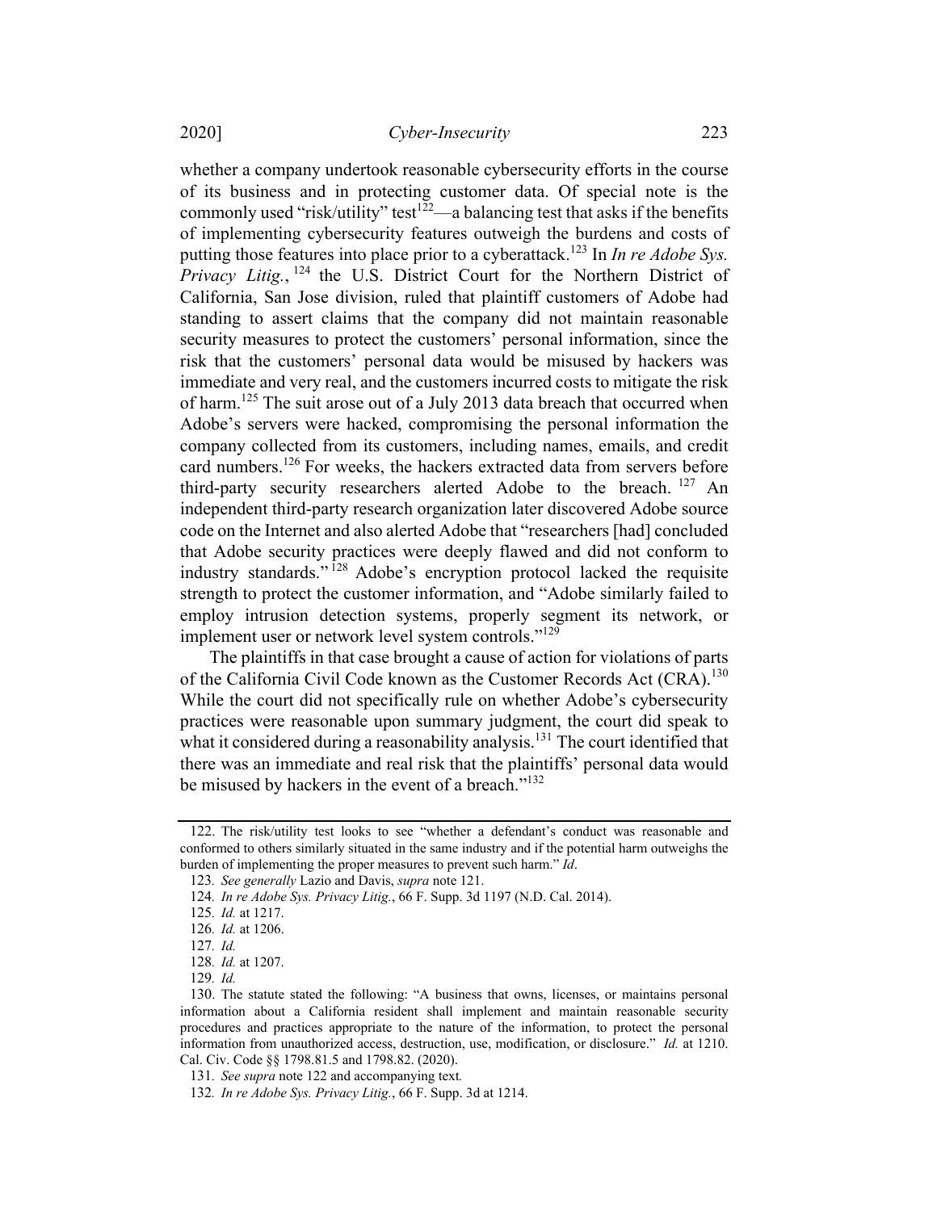whether a company undertook reasonable cybersecurity efforts in the course of its business and in protecting customer data. Of special note is the commonly used "risk/utility" test[122]—a balancing test that asks if the benefits of implementing cybersecurity features outweigh the burdens and costs of putting those features into place prior to a cyberattack.[123] In *In re Adobe Sys. Privacy Litig.*,[124] the U.S. District Court for the Northern District of California, San Jose division, ruled that plaintiff customers of Adobe had standing to assert claims that the company did not maintain reasonable security measures to protect the customers' personal information, since the risk that the customers' personal data would be misused by hackers was immediate and very real, and the customers incurred costs to mitigate the risk of harm.[125] The suit arose out of a July 2013 data breach that occurred when Adobe's servers were hacked, compromising the personal information the company collected from its customers, including names, emails, and credit card numbers.[126] For weeks, the hackers extracted data from servers before third-party security researchers alerted Adobe to the breach.[127] An independent third-party research organization later discovered Adobe source code on the Internet and also alerted Adobe that "researchers [had] concluded that Adobe security practices were deeply flawed and did not conform to industry standards."[128] Adobe's encryption protocol lacked the requisite strength to protect the customer information, and "Adobe similarly failed to employ intrusion detection systems, properly segment its network, or implement user or network level system controls."[129]

The plaintiffs in that case brought a cause of action for violations of parts of the California Civil Code known as the Customer Records Act (CRA).[130] While the court did not specifically rule on whether Adobe's cybersecurity practices were reasonable upon summary judgment, the court did speak to what it considered during a reasonability analysis.[131] The court identified that there was an immediate and real risk that the plaintiffs' personal data would be misused by hackers in the event of a breach."[132]

---

122. The risk/utility test looks to see "whether a defendant's conduct was reasonable and conformed to others similarly situated in the same industry and if the potential harm outweighs the burden of implementing the proper measures to prevent such harm." *Id*.

123. *See generally* Lazio and Davis, *supra* note 121.

124. *In re Adobe Sys. Privacy Litig.*, 66 F. Supp. 3d 1197 (N.D. Cal. 2014).

125. *Id.* at 1217.

126. *Id.* at 1206.

127. *Id.*

128. *Id.* at 1207.

129. *Id.*

130. The statute stated the following: "A business that owns, licenses, or maintains personal information about a California resident shall implement and maintain reasonable security procedures and practices appropriate to the nature of the information, to protect the personal information from unauthorized access, destruction, use, modification, or disclosure." *Id.* at 1210. Cal. Civ. Code §§ 1798.81.5 and 1798.82. (2020).

131. *See supra* note 122 and accompanying text.

132. *In re Adobe Sys. Privacy Litig.*, 66 F. Supp. 3d at 1214.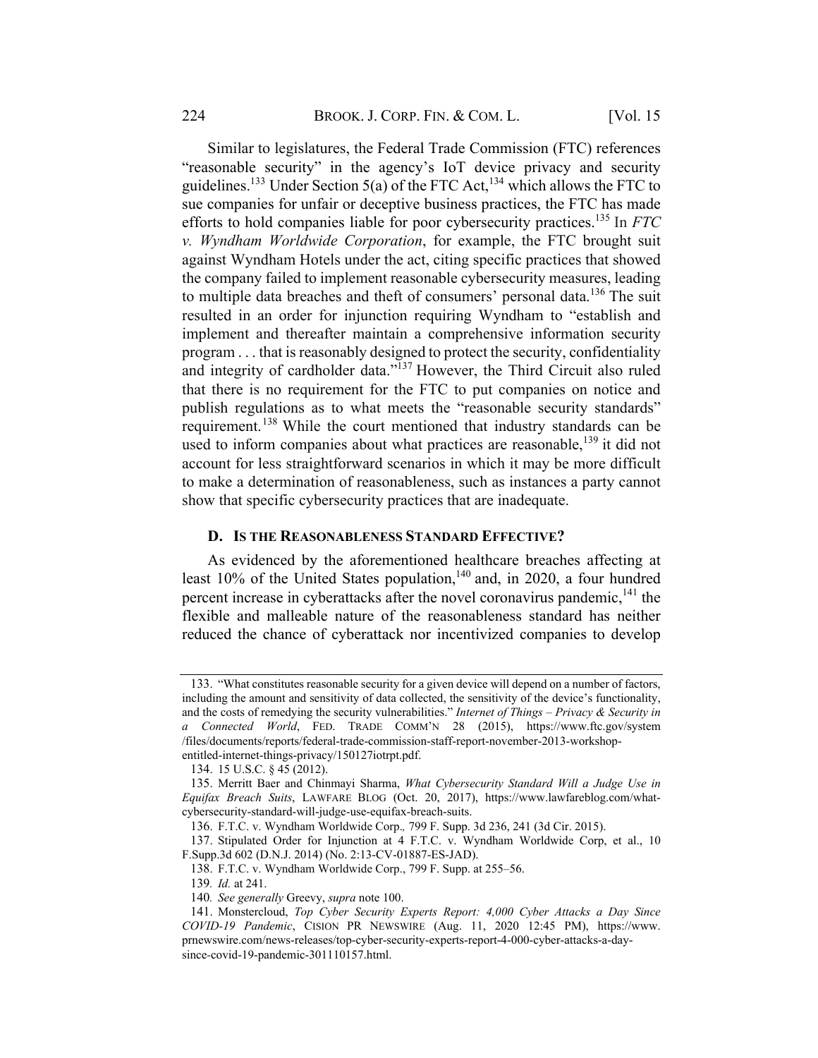Similar to legislatures, the Federal Trade Commission (FTC) references "reasonable security" in the agency's IoT device privacy and security guidelines.[133] Under Section 5(a) of the FTC Act,[134] which allows the FTC to sue companies for unfair or deceptive business practices, the FTC has made efforts to hold companies liable for poor cybersecurity practices.[135] In *FTC v. Wyndham Worldwide Corporation*, for example, the FTC brought suit against Wyndham Hotels under the act, citing specific practices that showed the company failed to implement reasonable cybersecurity measures, leading to multiple data breaches and theft of consumers' personal data.[136] The suit resulted in an order for injunction requiring Wyndham to "establish and implement and thereafter maintain a comprehensive information security program . . . that is reasonably designed to protect the security, confidentiality and integrity of cardholder data."[137] However, the Third Circuit also ruled that there is no requirement for the FTC to put companies on notice and publish regulations as to what meets the "reasonable security standards" requirement.[138] While the court mentioned that industry standards can be used to inform companies about what practices are reasonable,[139] it did not account for less straightforward scenarios in which it may be more difficult to make a determination of reasonableness, such as instances a party cannot show that specific cybersecurity practices that are inadequate.

### D. IS THE REASONABLENESS STANDARD EFFECTIVE?

As evidenced by the aforementioned healthcare breaches affecting at least 10% of the United States population,[140] and, in 2020, a four hundred percent increase in cyberattacks after the novel coronavirus pandemic,[141] the flexible and malleable nature of the reasonableness standard has neither reduced the chance of cyberattack nor incentivized companies to develop

---

133. "What constitutes reasonable security for a given device will depend on a number of factors, including the amount and sensitivity of data collected, the sensitivity of the device's functionality, and the costs of remedying the security vulnerabilities." *Internet of Things – Privacy & Security in a Connected World*, FED. TRADE COMM'N 28 (2015), https://www.ftc.gov/system/files/documents/reports/federal-trade-commission-staff-report-november-2013-workshop-entitled-internet-things-privacy/150127iotrpt.pdf.

134. 15 U.S.C. § 45 (2012).

135. Merritt Baer and Chinmayi Sharma, *What Cybersecurity Standard Will a Judge Use in Equifax Breach Suits*, LAWFARE BLOG (Oct. 20, 2017), https://www.lawfareblog.com/what-cybersecurity-standard-will-judge-use-equifax-breach-suits.

136. F.T.C. v. Wyndham Worldwide Corp.*,* 799 F. Supp. 3d 236, 241 (3d Cir. 2015).

137. Stipulated Order for Injunction at 4 F.T.C. v. Wyndham Worldwide Corp, et al., 10 F.Supp.3d 602 (D.N.J. 2014) (No. 2:13-CV-01887-ES-JAD).

138. F.T.C. v. Wyndham Worldwide Corp., 799 F. Supp. at 255–56.

139. *Id.* at 241.

140. *See generally* Greevy, *supra* note 100.

141. Monstercloud, *Top Cyber Security Experts Report: 4,000 Cyber Attacks a Day Since COVID-19 Pandemic*, CISION PR NEWSWIRE (Aug. 11, 2020 12:45 PM), https://www.prnewswire.com/news-releases/top-cyber-security-experts-report-4-000-cyber-attacks-a-day-since-covid-19-pandemic-301110157.html.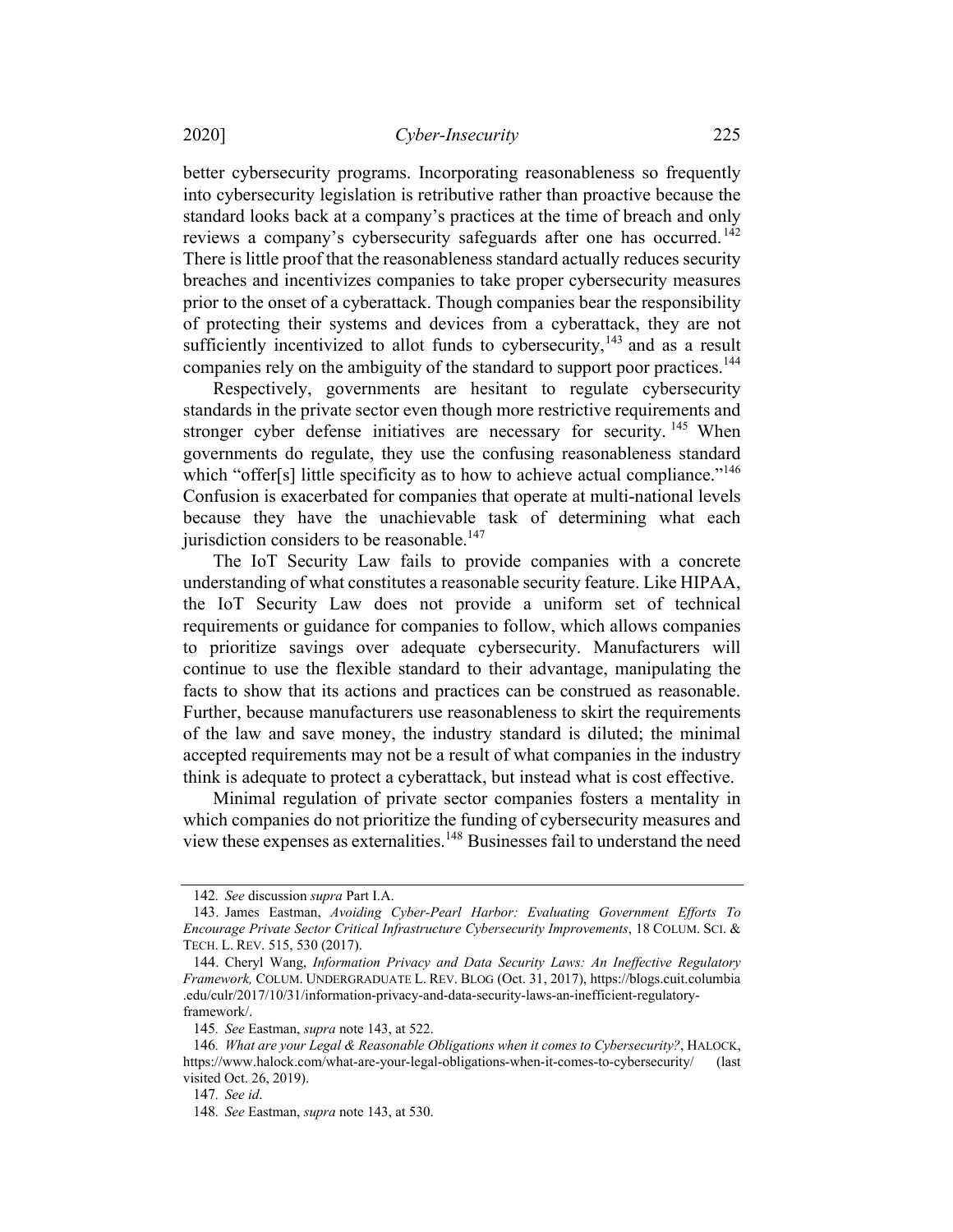better cybersecurity programs. Incorporating reasonableness so frequently into cybersecurity legislation is retributive rather than proactive because the standard looks back at a company's practices at the time of breach and only reviews a company's cybersecurity safeguards after one has occurred.[142] There is little proof that the reasonableness standard actually reduces security breaches and incentivizes companies to take proper cybersecurity measures prior to the onset of a cyberattack. Though companies bear the responsibility of protecting their systems and devices from a cyberattack, they are not sufficiently incentivized to allot funds to cybersecurity,[143] and as a result companies rely on the ambiguity of the standard to support poor practices.[144]

Respectively, governments are hesitant to regulate cybersecurity standards in the private sector even though more restrictive requirements and stronger cyber defense initiatives are necessary for security.[145] When governments do regulate, they use the confusing reasonableness standard which "offer[s] little specificity as to how to achieve actual compliance."[146] Confusion is exacerbated for companies that operate at multi-national levels because they have the unachievable task of determining what each jurisdiction considers to be reasonable.[147]

The IoT Security Law fails to provide companies with a concrete understanding of what constitutes a reasonable security feature. Like HIPAA, the IoT Security Law does not provide a uniform set of technical requirements or guidance for companies to follow, which allows companies to prioritize savings over adequate cybersecurity. Manufacturers will continue to use the flexible standard to their advantage, manipulating the facts to show that its actions and practices can be construed as reasonable. Further, because manufacturers use reasonableness to skirt the requirements of the law and save money, the industry standard is diluted; the minimal accepted requirements may not be a result of what companies in the industry think is adequate to protect a cyberattack, but instead what is cost effective.

Minimal regulation of private sector companies fosters a mentality in which companies do not prioritize the funding of cybersecurity measures and view these expenses as externalities.[148] Businesses fail to understand the need

---

142. *See* discussion *supra* Part I.A.

143. James Eastman, *Avoiding Cyber-Pearl Harbor: Evaluating Government Efforts To Encourage Private Sector Critical Infrastructure Cybersecurity Improvements*, 18 COLUM. SCI. & TECH. L. REV. 515, 530 (2017).

144. Cheryl Wang, *Information Privacy and Data Security Laws: An Ineffective Regulatory Framework,* COLUM. UNDERGRADUATE L. REV. BLOG (Oct. 31, 2017), https://blogs.cuit.columbia.edu/culr/2017/10/31/information-privacy-and-data-security-laws-an-inefficient-regulatory-framework/.

145. *See* Eastman, *supra* note 143, at 522.

146. *What are your Legal & Reasonable Obligations when it comes to Cybersecurity?*, HALOCK, https://www.halock.com/what-are-your-legal-obligations-when-it-comes-to-cybersecurity/ (last visited Oct. 26, 2019).

147. *See id*.

148. *See* Eastman, *supra* note 143, at 530.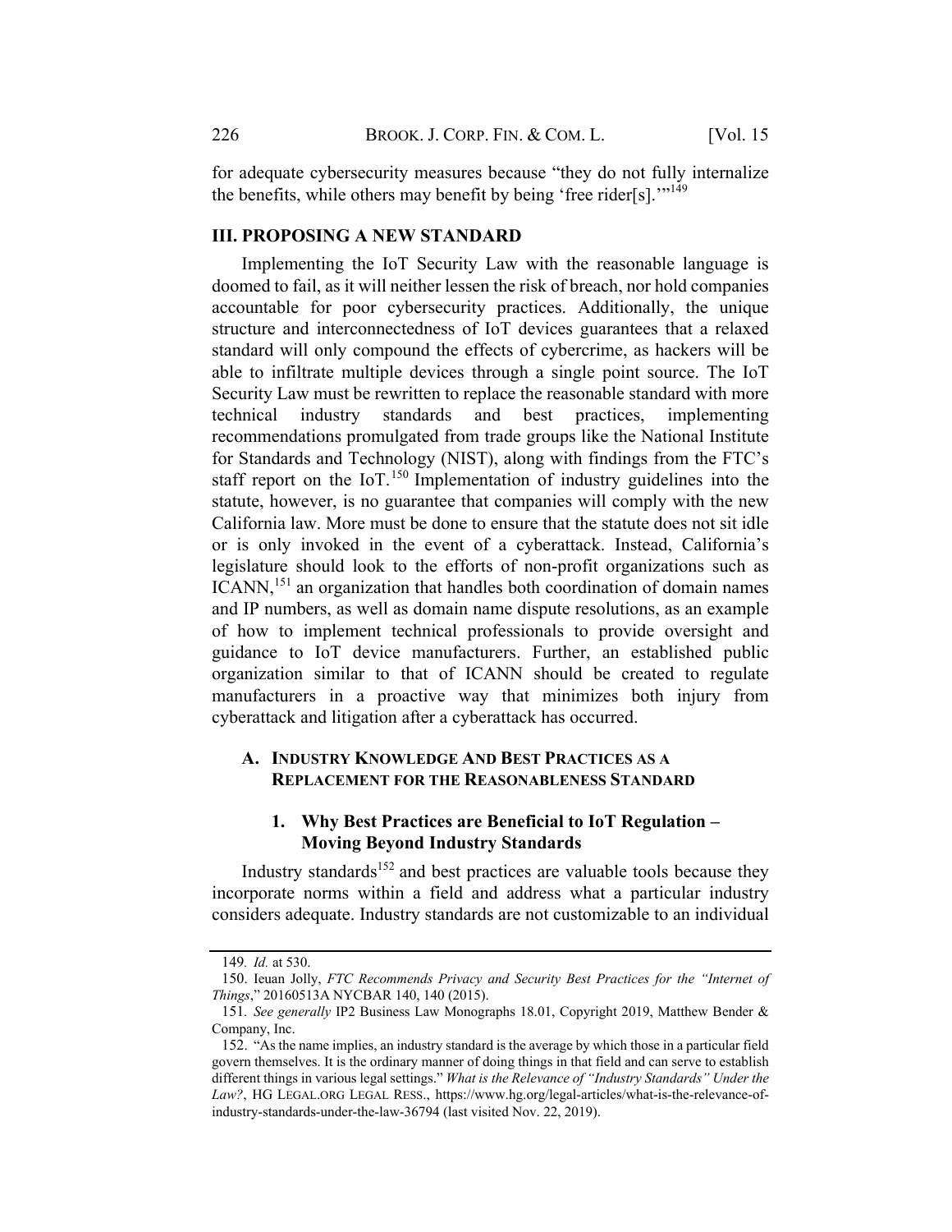for adequate cybersecurity measures because "they do not fully internalize the benefits, while others may benefit by being 'free rider[s].'"[149]

## III. PROPOSING A NEW STANDARD

Implementing the IoT Security Law with the reasonable language is doomed to fail, as it will neither lessen the risk of breach, nor hold companies accountable for poor cybersecurity practices. Additionally, the unique structure and interconnectedness of IoT devices guarantees that a relaxed standard will only compound the effects of cybercrime, as hackers will be able to infiltrate multiple devices through a single point source. The IoT Security Law must be rewritten to replace the reasonable standard with more technical industry standards and best practices, implementing recommendations promulgated from trade groups like the National Institute for Standards and Technology (NIST), along with findings from the FTC's staff report on the IoT.[150] Implementation of industry guidelines into the statute, however, is no guarantee that companies will comply with the new California law. More must be done to ensure that the statute does not sit idle or is only invoked in the event of a cyberattack. Instead, California's legislature should look to the efforts of non-profit organizations such as ICANN,[151] an organization that handles both coordination of domain names and IP numbers, as well as domain name dispute resolutions, as an example of how to implement technical professionals to provide oversight and guidance to IoT device manufacturers. Further, an established public organization similar to that of ICANN should be created to regulate manufacturers in a proactive way that minimizes both injury from cyberattack and litigation after a cyberattack has occurred.

### A. INDUSTRY KNOWLEDGE AND BEST PRACTICES AS A REPLACEMENT FOR THE REASONABLENESS STANDARD

#### 1. Why Best Practices are Beneficial to IoT Regulation – Moving Beyond Industry Standards

Industry standards[152] and best practices are valuable tools because they incorporate norms within a field and address what a particular industry considers adequate. Industry standards are not customizable to an individual

---

149. *Id.* at 530.

150. Ieuan Jolly, *FTC Recommends Privacy and Security Best Practices for the "Internet of Things*," 20160513A NYCBAR 140, 140 (2015).

151. *See generally* IP2 Business Law Monographs 18.01, Copyright 2019, Matthew Bender & Company, Inc.

152. "As the name implies, an industry standard is the average by which those in a particular field govern themselves. It is the ordinary manner of doing things in that field and can serve to establish different things in various legal settings." *What is the Relevance of "Industry Standards" Under the Law?*, HG LEGAL.ORG LEGAL RESS., https://www.hg.org/legal-articles/what-is-the-relevance-of-industry-standards-under-the-law-36794 (last visited Nov. 22, 2019).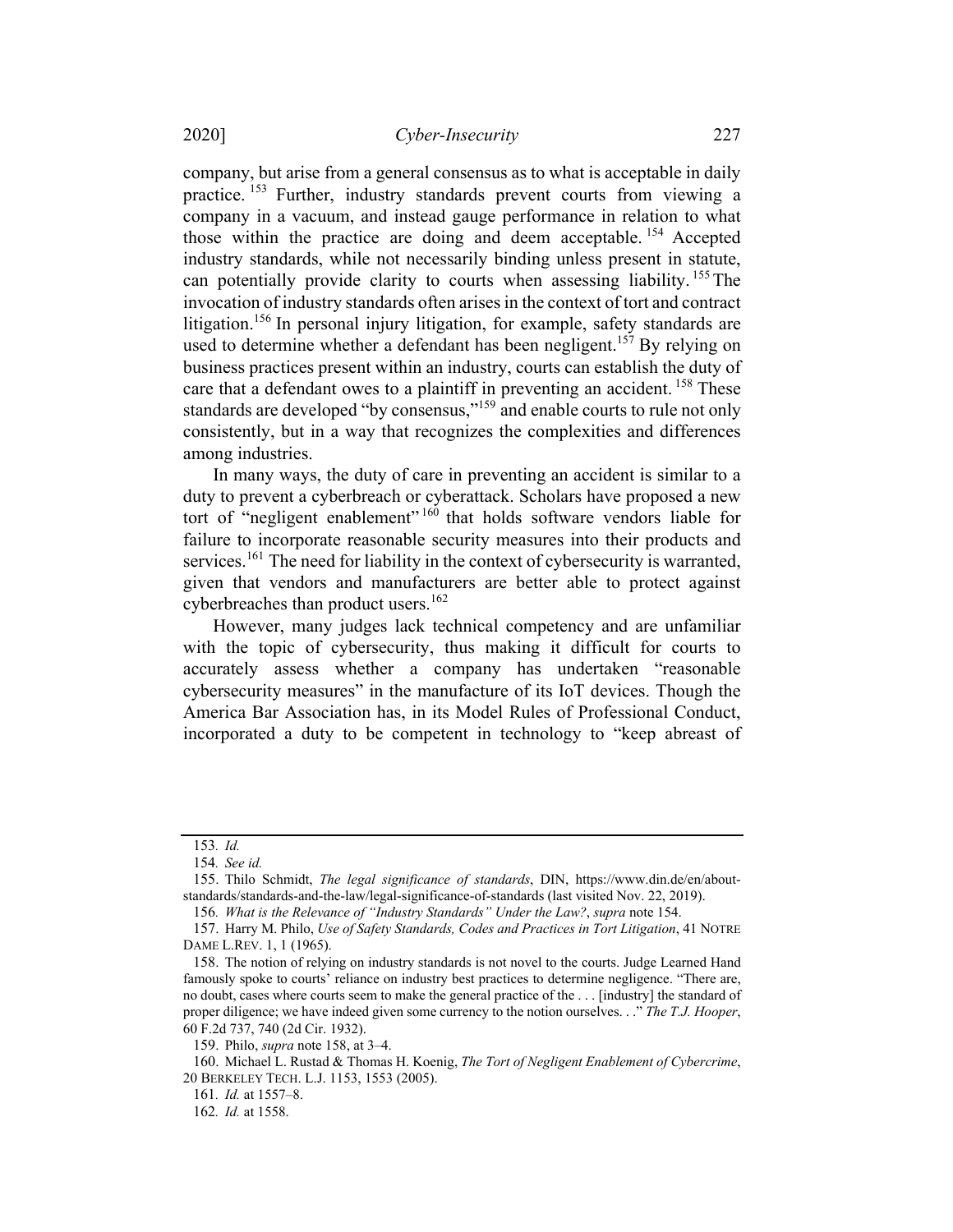company, but arise from a general consensus as to what is acceptable in daily practice.[153] Further, industry standards prevent courts from viewing a company in a vacuum, and instead gauge performance in relation to what those within the practice are doing and deem acceptable.[154] Accepted industry standards, while not necessarily binding unless present in statute, can potentially provide clarity to courts when assessing liability.[155] The invocation of industry standards often arises in the context of tort and contract litigation.[156] In personal injury litigation, for example, safety standards are used to determine whether a defendant has been negligent.[157] By relying on business practices present within an industry, courts can establish the duty of care that a defendant owes to a plaintiff in preventing an accident.[158] These standards are developed "by consensus,"[159] and enable courts to rule not only consistently, but in a way that recognizes the complexities and differences among industries.

In many ways, the duty of care in preventing an accident is similar to a duty to prevent a cyberbreach or cyberattack. Scholars have proposed a new tort of "negligent enablement"[160] that holds software vendors liable for failure to incorporate reasonable security measures into their products and services.[161] The need for liability in the context of cybersecurity is warranted, given that vendors and manufacturers are better able to protect against cyberbreaches than product users.[162]

However, many judges lack technical competency and are unfamiliar with the topic of cybersecurity, thus making it difficult for courts to accurately assess whether a company has undertaken "reasonable cybersecurity measures" in the manufacture of its IoT devices. Though the America Bar Association has, in its Model Rules of Professional Conduct, incorporated a duty to be competent in technology to "keep abreast of

---

153. *Id.*

154. *See id.*

155. Thilo Schmidt, *The legal significance of standards*, DIN, https://www.din.de/en/about-standards/standards-and-the-law/legal-significance-of-standards (last visited Nov. 22, 2019).

156. *What is the Relevance of "Industry Standards" Under the Law?*, *supra* note 154.

157. Harry M. Philo, *Use of Safety Standards, Codes and Practices in Tort Litigation*, 41 NOTRE DAME L.REV. 1, 1 (1965).

158. The notion of relying on industry standards is not novel to the courts. Judge Learned Hand famously spoke to courts' reliance on industry best practices to determine negligence. "There are, no doubt, cases where courts seem to make the general practice of the . . . [industry] the standard of proper diligence; we have indeed given some currency to the notion ourselves. . ." *The T.J. Hooper*, 60 F.2d 737, 740 (2d Cir. 1932).

159. Philo, *supra* note 158, at 3–4.

160. Michael L. Rustad & Thomas H. Koenig, *The Tort of Negligent Enablement of Cybercrime*, 20 BERKELEY TECH. L.J. 1153, 1553 (2005).

161. *Id.* at 1557–8.

162. *Id.* at 1558.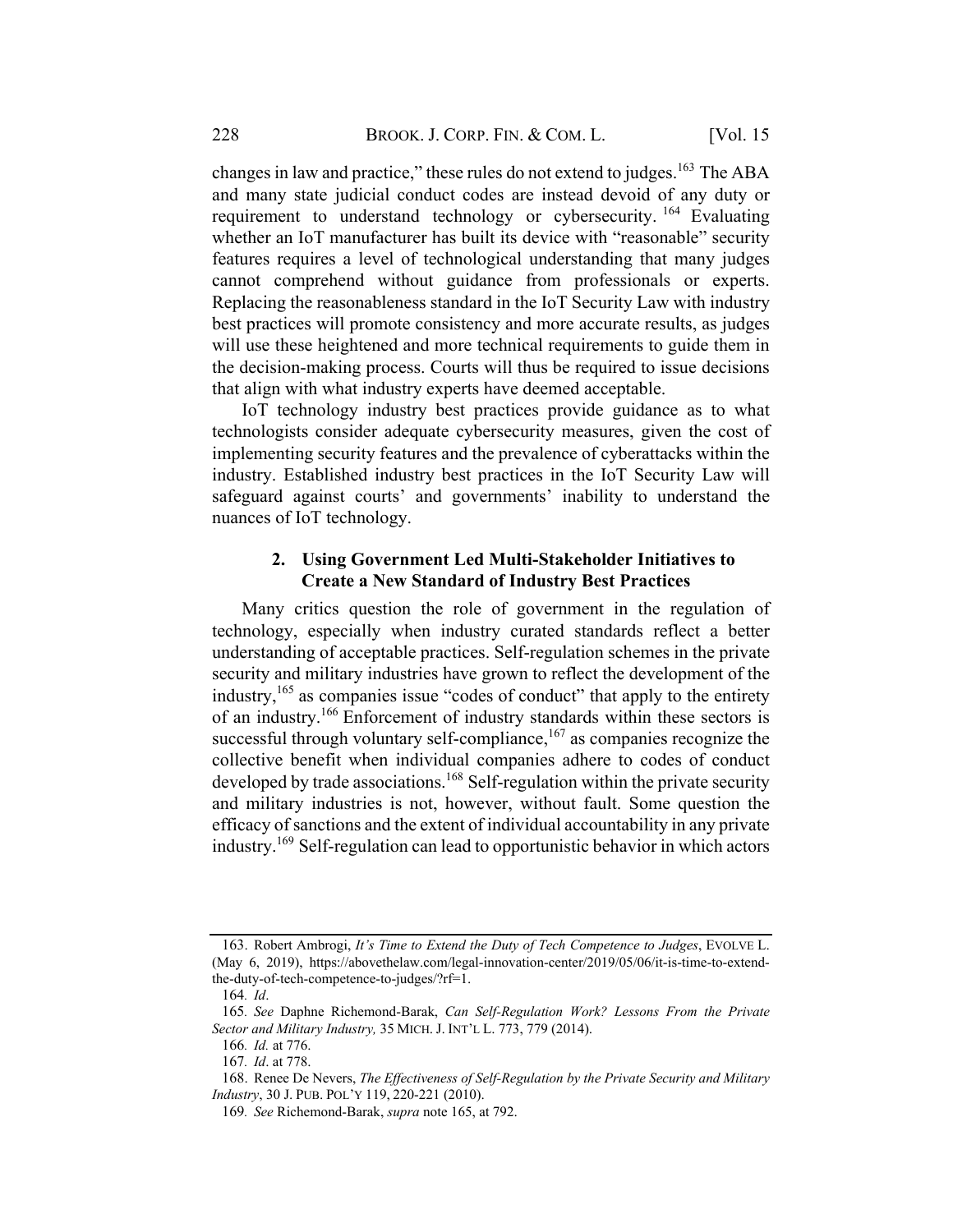changes in law and practice," these rules do not extend to judges.[163] The ABA and many state judicial conduct codes are instead devoid of any duty or requirement to understand technology or cybersecurity.[164] Evaluating whether an IoT manufacturer has built its device with "reasonable" security features requires a level of technological understanding that many judges cannot comprehend without guidance from professionals or experts. Replacing the reasonableness standard in the IoT Security Law with industry best practices will promote consistency and more accurate results, as judges will use these heightened and more technical requirements to guide them in the decision-making process. Courts will thus be required to issue decisions that align with what industry experts have deemed acceptable.

IoT technology industry best practices provide guidance as to what technologists consider adequate cybersecurity measures, given the cost of implementing security features and the prevalence of cyberattacks within the industry. Established industry best practices in the IoT Security Law will safeguard against courts' and governments' inability to understand the nuances of IoT technology.

### 2. Using Government Led Multi-Stakeholder Initiatives to Create a New Standard of Industry Best Practices

Many critics question the role of government in the regulation of technology, especially when industry curated standards reflect a better understanding of acceptable practices. Self-regulation schemes in the private security and military industries have grown to reflect the development of the industry,[165] as companies issue "codes of conduct" that apply to the entirety of an industry.[166] Enforcement of industry standards within these sectors is successful through voluntary self-compliance,[167] as companies recognize the collective benefit when individual companies adhere to codes of conduct developed by trade associations.[168] Self-regulation within the private security and military industries is not, however, without fault. Some question the efficacy of sanctions and the extent of individual accountability in any private industry.[169] Self-regulation can lead to opportunistic behavior in which actors

---

163. Robert Ambrogi, *It's Time to Extend the Duty of Tech Competence to Judges*, EVOLVE L. (May 6, 2019), https://abovethelaw.com/legal-innovation-center/2019/05/06/it-is-time-to-extend-the-duty-of-tech-competence-to-judges/?rf=1.

164. *Id*.

165. *See* Daphne Richemond-Barak, *Can Self-Regulation Work? Lessons From the Private Sector and Military Industry,* 35 MICH. J. INT'L L. 773, 779 (2014).

166. *Id.* at 776.

167. *Id*. at 778.

168. Renee De Nevers, *The Effectiveness of Self-Regulation by the Private Security and Military Industry*, 30 J. PUB. POL'Y 119, 220-221 (2010).

169. *See* Richemond-Barak, *supra* note 165, at 792.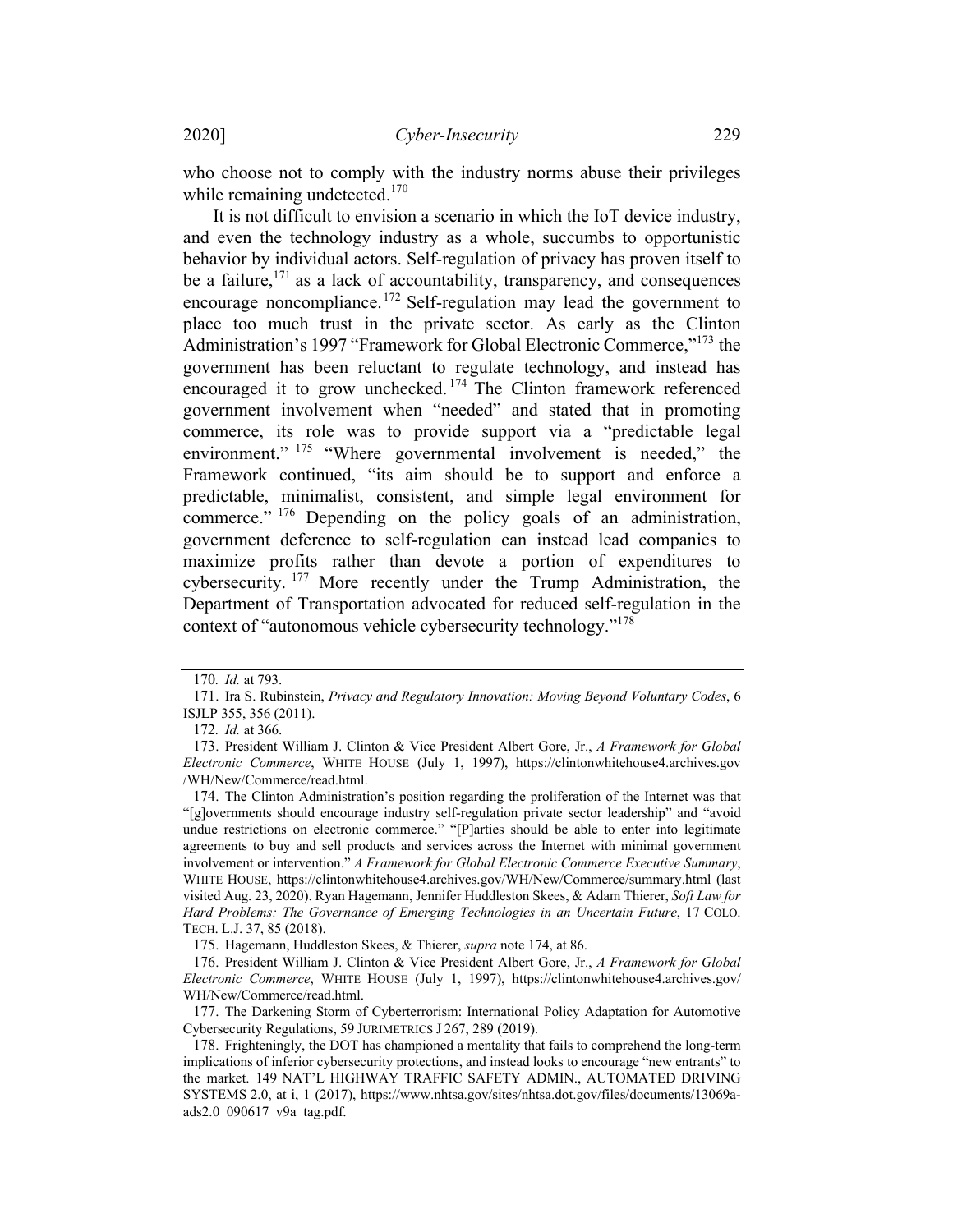who choose not to comply with the industry norms abuse their privileges while remaining undetected.[170]

It is not difficult to envision a scenario in which the IoT device industry, and even the technology industry as a whole, succumbs to opportunistic behavior by individual actors. Self-regulation of privacy has proven itself to be a failure,[171] as a lack of accountability, transparency, and consequences encourage noncompliance.[172] Self-regulation may lead the government to place too much trust in the private sector. As early as the Clinton Administration's 1997 "Framework for Global Electronic Commerce,"[173] the government has been reluctant to regulate technology, and instead has encouraged it to grow unchecked.[174] The Clinton framework referenced government involvement when "needed" and stated that in promoting commerce, its role was to provide support via a "predictable legal environment."[175] "Where governmental involvement is needed," the Framework continued, "its aim should be to support and enforce a predictable, minimalist, consistent, and simple legal environment for commerce."[176] Depending on the policy goals of an administration, government deference to self-regulation can instead lead companies to maximize profits rather than devote a portion of expenditures to cybersecurity.[177] More recently under the Trump Administration, the Department of Transportation advocated for reduced self-regulation in the context of "autonomous vehicle cybersecurity technology."[178]

---

170. *Id.* at 793.

171. Ira S. Rubinstein, *Privacy and Regulatory Innovation: Moving Beyond Voluntary Codes*, 6 ISJLP 355, 356 (2011).

172. *Id.* at 366.

173. President William J. Clinton & Vice President Albert Gore, Jr., *A Framework for Global Electronic Commerce*, WHITE HOUSE (July 1, 1997), https://clintonwhitehouse4.archives.gov/WH/New/Commerce/read.html.

174. The Clinton Administration's position regarding the proliferation of the Internet was that "[g]overnments should encourage industry self-regulation private sector leadership" and "avoid undue restrictions on electronic commerce." "[P]arties should be able to enter into legitimate agreements to buy and sell products and services across the Internet with minimal government involvement or intervention." *A Framework for Global Electronic Commerce Executive Summary*, WHITE HOUSE, https://clintonwhitehouse4.archives.gov/WH/New/Commerce/summary.html (last visited Aug. 23, 2020). Ryan Hagemann, Jennifer Huddleston Skees, & Adam Thierer, *Soft Law for Hard Problems: The Governance of Emerging Technologies in an Uncertain Future*, 17 COLO. TECH. L.J. 37, 85 (2018).

175. Hagemann, Huddleston Skees, & Thierer, *supra* note 174, at 86.

176. President William J. Clinton & Vice President Albert Gore, Jr., *A Framework for Global Electronic Commerce*, WHITE HOUSE (July 1, 1997), https://clintonwhitehouse4.archives.gov/WH/New/Commerce/read.html.

177. The Darkening Storm of Cyberterrorism: International Policy Adaptation for Automotive Cybersecurity Regulations, 59 JURIMETRICS J 267, 289 (2019).

178. Frighteningly, the DOT has championed a mentality that fails to comprehend the long-term implications of inferior cybersecurity protections, and instead looks to encourage "new entrants" to the market. 149 NAT'L HIGHWAY TRAFFIC SAFETY ADMIN., AUTOMATED DRIVING SYSTEMS 2.0, at i, 1 (2017), https://www.nhtsa.gov/sites/nhtsa.dot.gov/files/documents/13069a-ads2.0_090617_v9a_tag.pdf.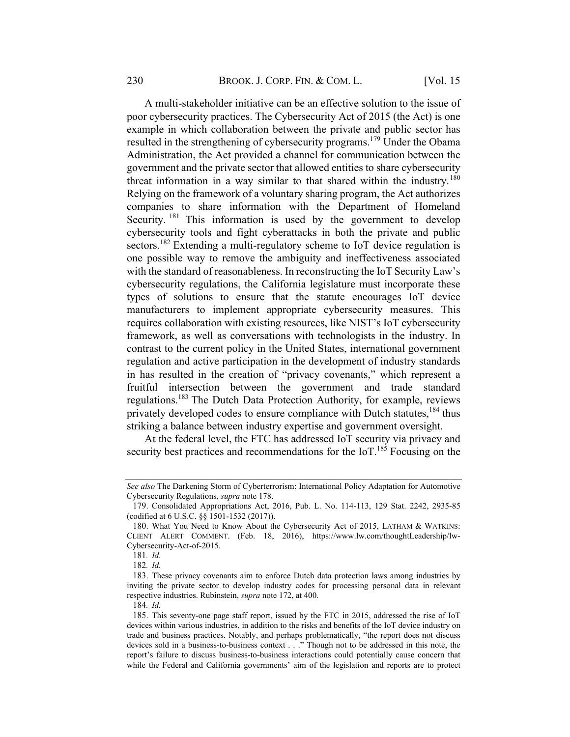A multi-stakeholder initiative can be an effective solution to the issue of poor cybersecurity practices. The Cybersecurity Act of 2015 (the Act) is one example in which collaboration between the private and public sector has resulted in the strengthening of cybersecurity programs.[179] Under the Obama Administration, the Act provided a channel for communication between the government and the private sector that allowed entities to share cybersecurity threat information in a way similar to that shared within the industry.[180] Relying on the framework of a voluntary sharing program, the Act authorizes companies to share information with the Department of Homeland Security.[181] This information is used by the government to develop cybersecurity tools and fight cyberattacks in both the private and public sectors.[182] Extending a multi-regulatory scheme to IoT device regulation is one possible way to remove the ambiguity and ineffectiveness associated with the standard of reasonableness. In reconstructing the IoT Security Law's cybersecurity regulations, the California legislature must incorporate these types of solutions to ensure that the statute encourages IoT device manufacturers to implement appropriate cybersecurity measures. This requires collaboration with existing resources, like NIST's IoT cybersecurity framework, as well as conversations with technologists in the industry. In contrast to the current policy in the United States, international government regulation and active participation in the development of industry standards in has resulted in the creation of "privacy covenants," which represent a fruitful intersection between the government and trade standard regulations.[183] The Dutch Data Protection Authority, for example, reviews privately developed codes to ensure compliance with Dutch statutes,[184] thus striking a balance between industry expertise and government oversight.

At the federal level, the FTC has addressed IoT security via privacy and security best practices and recommendations for the IoT.[185] Focusing on the

---

*See also* The Darkening Storm of Cyberterrorism: International Policy Adaptation for Automotive Cybersecurity Regulations, *supra* note 178.

179. Consolidated Appropriations Act, 2016, Pub. L. No. 114-113, 129 Stat. 2242, 2935-85 (codified at 6 U.S.C. §§ 1501-1532 (2017)).

180. What You Need to Know About the Cybersecurity Act of 2015, LATHAM & WATKINS: CLIENT ALERT COMMENT. (Feb. 18, 2016), https://www.lw.com/thoughtLeadership/lw-Cybersecurity-Act-of-2015.

181. *Id.*

182. *Id.*

183. These privacy covenants aim to enforce Dutch data protection laws among industries by inviting the private sector to develop industry codes for processing personal data in relevant respective industries. Rubinstein, *supra* note 172, at 400.

184. *Id.*

185. This seventy-one page staff report, issued by the FTC in 2015, addressed the rise of IoT devices within various industries, in addition to the risks and benefits of the IoT device industry on trade and business practices. Notably, and perhaps problematically, "the report does not discuss devices sold in a business-to-business context . . ." Though not to be addressed in this note, the report's failure to discuss business-to-business interactions could potentially cause concern that while the Federal and California governments' aim of the legislation and reports are to protect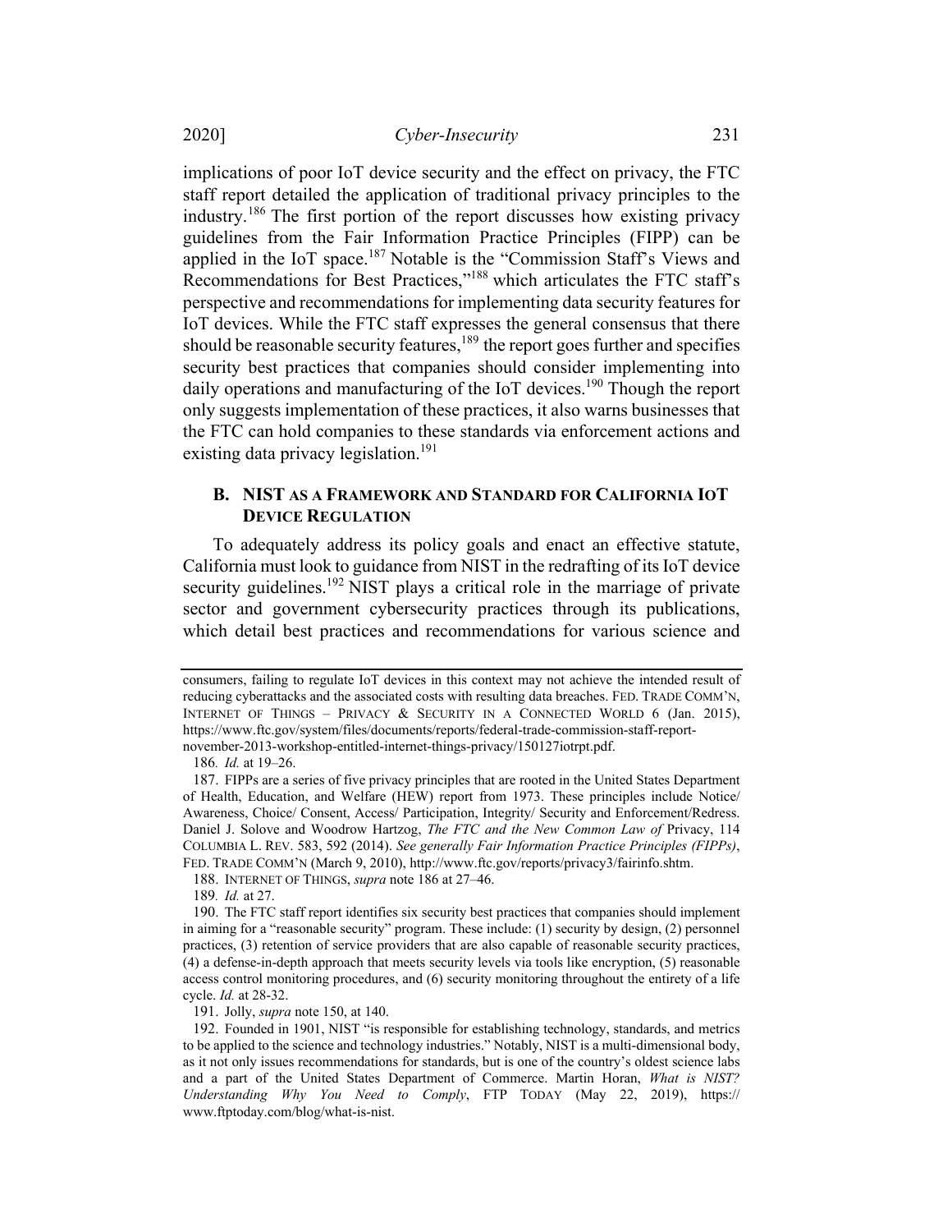implications of poor IoT device security and the effect on privacy, the FTC staff report detailed the application of traditional privacy principles to the industry.[186] The first portion of the report discusses how existing privacy guidelines from the Fair Information Practice Principles (FIPP) can be applied in the IoT space.[187] Notable is the "Commission Staff's Views and Recommendations for Best Practices,"[188] which articulates the FTC staff's perspective and recommendations for implementing data security features for IoT devices. While the FTC staff expresses the general consensus that there should be reasonable security features,[189] the report goes further and specifies security best practices that companies should consider implementing into daily operations and manufacturing of the IoT devices.[190] Though the report only suggests implementation of these practices, it also warns businesses that the FTC can hold companies to these standards via enforcement actions and existing data privacy legislation.[191]

### B. NIST AS A FRAMEWORK AND STANDARD FOR CALIFORNIA IOT DEVICE REGULATION

To adequately address its policy goals and enact an effective statute, California must look to guidance from NIST in the redrafting of its IoT device security guidelines.[192] NIST plays a critical role in the marriage of private sector and government cybersecurity practices through its publications, which detail best practices and recommendations for various science and

---

consumers, failing to regulate IoT devices in this context may not achieve the intended result of reducing cyberattacks and the associated costs with resulting data breaches. FED. TRADE COMM'N, INTERNET OF THINGS – PRIVACY & SECURITY IN A CONNECTED WORLD 6 (Jan. 2015), https://www.ftc.gov/system/files/documents/reports/federal-trade-commission-staff-report-november-2013-workshop-entitled-internet-things-privacy/150127iotrpt.pdf.

186. *Id.* at 19–26.

187. FIPPs are a series of five privacy principles that are rooted in the United States Department of Health, Education, and Welfare (HEW) report from 1973. These principles include Notice/ Awareness, Choice/ Consent, Access/ Participation, Integrity/ Security and Enforcement/Redress. Daniel J. Solove and Woodrow Hartzog, *The FTC and the New Common Law of* Privacy, 114 COLUMBIA L. REV. 583, 592 (2014). *See generally Fair Information Practice Principles (FIPPs)*, FED. TRADE COMM'N (March 9, 2010), http://www.ftc.gov/reports/privacy3/fairinfo.shtm.

188. INTERNET OF THINGS, *supra* note 186 at 27–46.

189. *Id.* at 27.

190. The FTC staff report identifies six security best practices that companies should implement in aiming for a "reasonable security" program. These include: (1) security by design, (2) personnel practices, (3) retention of service providers that are also capable of reasonable security practices, (4) a defense-in-depth approach that meets security levels via tools like encryption, (5) reasonable access control monitoring procedures, and (6) security monitoring throughout the entirety of a life cycle. *Id.* at 28-32.

191. Jolly, *supra* note 150, at 140.

192. Founded in 1901, NIST "is responsible for establishing technology, standards, and metrics to be applied to the science and technology industries." Notably, NIST is a multi-dimensional body, as it not only issues recommendations for standards, but is one of the country's oldest science labs and a part of the United States Department of Commerce. Martin Horan, *What is NIST? Understanding Why You Need to Comply*, FTP TODAY (May 22, 2019), https://www.ftptoday.com/blog/what-is-nist.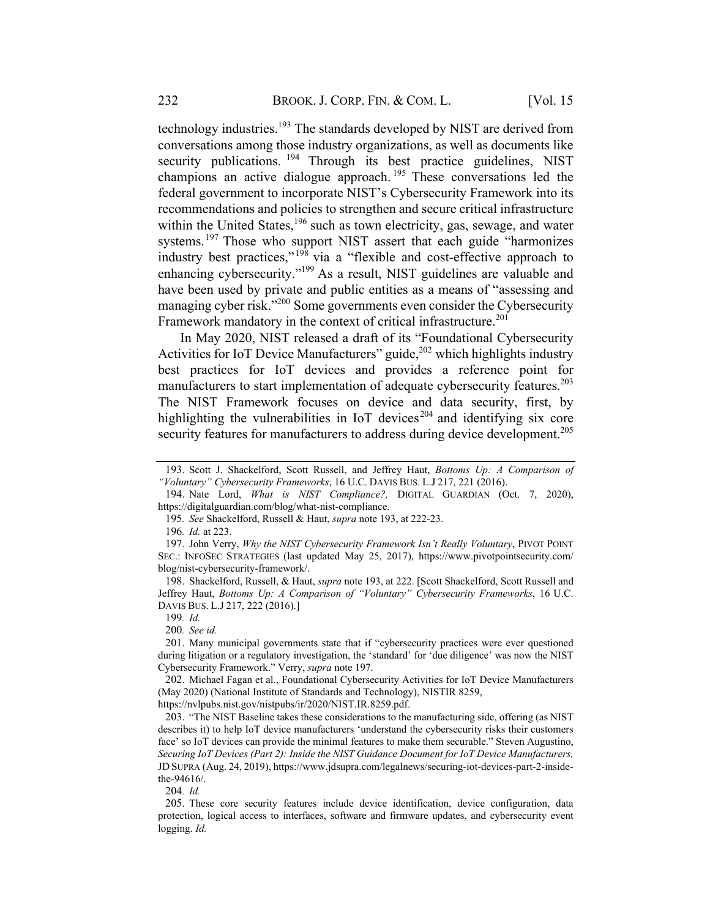technology industries.[193] The standards developed by NIST are derived from conversations among those industry organizations, as well as documents like security publications.[194] Through its best practice guidelines, NIST champions an active dialogue approach.[195] These conversations led the federal government to incorporate NIST's Cybersecurity Framework into its recommendations and policies to strengthen and secure critical infrastructure within the United States,[196] such as town electricity, gas, sewage, and water systems.[197] Those who support NIST assert that each guide "harmonizes industry best practices,"[198] via a "flexible and cost-effective approach to enhancing cybersecurity."[199] As a result, NIST guidelines are valuable and have been used by private and public entities as a means of "assessing and managing cyber risk."[200] Some governments even consider the Cybersecurity Framework mandatory in the context of critical infrastructure.[201]

In May 2020, NIST released a draft of its "Foundational Cybersecurity Activities for IoT Device Manufacturers" guide,[202] which highlights industry best practices for IoT devices and provides a reference point for manufacturers to start implementation of adequate cybersecurity features.[203] The NIST Framework focuses on device and data security, first, by highlighting the vulnerabilities in IoT devices[204] and identifying six core security features for manufacturers to address during device development.[205]

---

193. Scott J. Shackelford, Scott Russell, and Jeffrey Haut, *Bottoms Up: A Comparison of "Voluntary" Cybersecurity Frameworks*, 16 U.C. DAVIS BUS. L.J 217, 221 (2016).

194. Nate Lord, *What is NIST Compliance?,* DIGITAL GUARDIAN (Oct. 7, 2020), https://digitalguardian.com/blog/what-nist-compliance.

195. *See* Shackelford, Russell & Haut, *supra* note 193, at 222-23.

196. *Id.* at 223.

197. John Verry, *Why the NIST Cybersecurity Framework Isn't Really Voluntary*, PIVOT POINT SEC.: INFOSEC STRATEGIES (last updated May 25, 2017), https://www.pivotpointsecurity.com/blog/nist-cybersecurity-framework/.

198. Shackelford, Russell, & Haut, *supra* note 193, at 222. [Scott Shackelford, Scott Russell and Jeffrey Haut, *Bottoms Up: A Comparison of "Voluntary" Cybersecurity Frameworks*, 16 U.C. DAVIS BUS. L.J 217, 222 (2016).]

199. *Id.*

200. *See id.*

201. Many municipal governments state that if "cybersecurity practices were ever questioned during litigation or a regulatory investigation, the 'standard' for 'due diligence' was now the NIST Cybersecurity Framework." Verry, *supra* note 197.

202. Michael Fagan et al., Foundational Cybersecurity Activities for IoT Device Manufacturers (May 2020) (National Institute of Standards and Technology), NISTIR 8259, https://nvlpubs.nist.gov/nistpubs/ir/2020/NIST.IR.8259.pdf.

203. "The NIST Baseline takes these considerations to the manufacturing side, offering (as NIST describes it) to help IoT device manufacturers 'understand the cybersecurity risks their customers face' so IoT devices can provide the minimal features to make them securable." Steven Augustino, *Securing IoT Devices (Part 2): Inside the NIST Guidance Document for IoT Device Manufacturers,* JD SUPRA (Aug. 24, 2019), https://www.jdsupra.com/legalnews/securing-iot-devices-part-2-inside-the-94616/.

204. *Id.*

205. These core security features include device identification, device configuration, data protection, logical access to interfaces, software and firmware updates, and cybersecurity event logging. *Id.*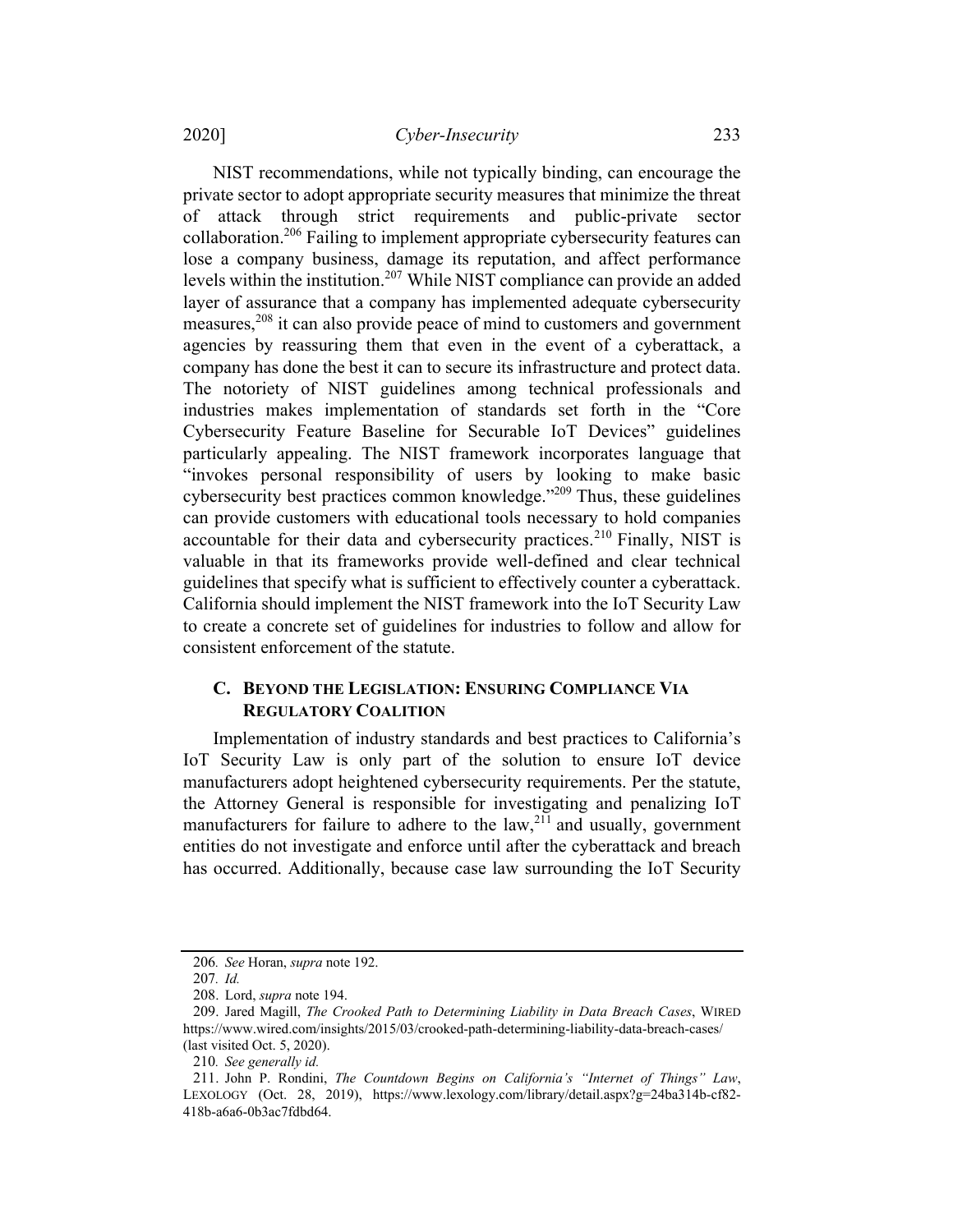NIST recommendations, while not typically binding, can encourage the private sector to adopt appropriate security measures that minimize the threat of attack through strict requirements and public-private sector collaboration.[206] Failing to implement appropriate cybersecurity features can lose a company business, damage its reputation, and affect performance levels within the institution.[207] While NIST compliance can provide an added layer of assurance that a company has implemented adequate cybersecurity measures,[208] it can also provide peace of mind to customers and government agencies by reassuring them that even in the event of a cyberattack, a company has done the best it can to secure its infrastructure and protect data. The notoriety of NIST guidelines among technical professionals and industries makes implementation of standards set forth in the "Core Cybersecurity Feature Baseline for Securable IoT Devices" guidelines particularly appealing. The NIST framework incorporates language that "invokes personal responsibility of users by looking to make basic cybersecurity best practices common knowledge."[209] Thus, these guidelines can provide customers with educational tools necessary to hold companies accountable for their data and cybersecurity practices.[210] Finally, NIST is valuable in that its frameworks provide well-defined and clear technical guidelines that specify what is sufficient to effectively counter a cyberattack. California should implement the NIST framework into the IoT Security Law to create a concrete set of guidelines for industries to follow and allow for consistent enforcement of the statute.

### C. BEYOND THE LEGISLATION: ENSURING COMPLIANCE VIA REGULATORY COALITION

Implementation of industry standards and best practices to California's IoT Security Law is only part of the solution to ensure IoT device manufacturers adopt heightened cybersecurity requirements. Per the statute, the Attorney General is responsible for investigating and penalizing IoT manufacturers for failure to adhere to the law,[211] and usually, government entities do not investigate and enforce until after the cyberattack and breach has occurred. Additionally, because case law surrounding the IoT Security

---

206. *See* Horan, *supra* note 192.

207. *Id.*

208. Lord, *supra* note 194.

209. Jared Magill, *The Crooked Path to Determining Liability in Data Breach Cases*, WIRED https://www.wired.com/insights/2015/03/crooked-path-determining-liability-data-breach-cases/ (last visited Oct. 5, 2020).

210. *See generally id.*

211. John P. Rondini, *The Countdown Begins on California's "Internet of Things" Law*, LEXOLOGY (Oct. 28, 2019), https://www.lexology.com/library/detail.aspx?g=24ba314b-cf82-418b-a6a6-0b3ac7fdbd64.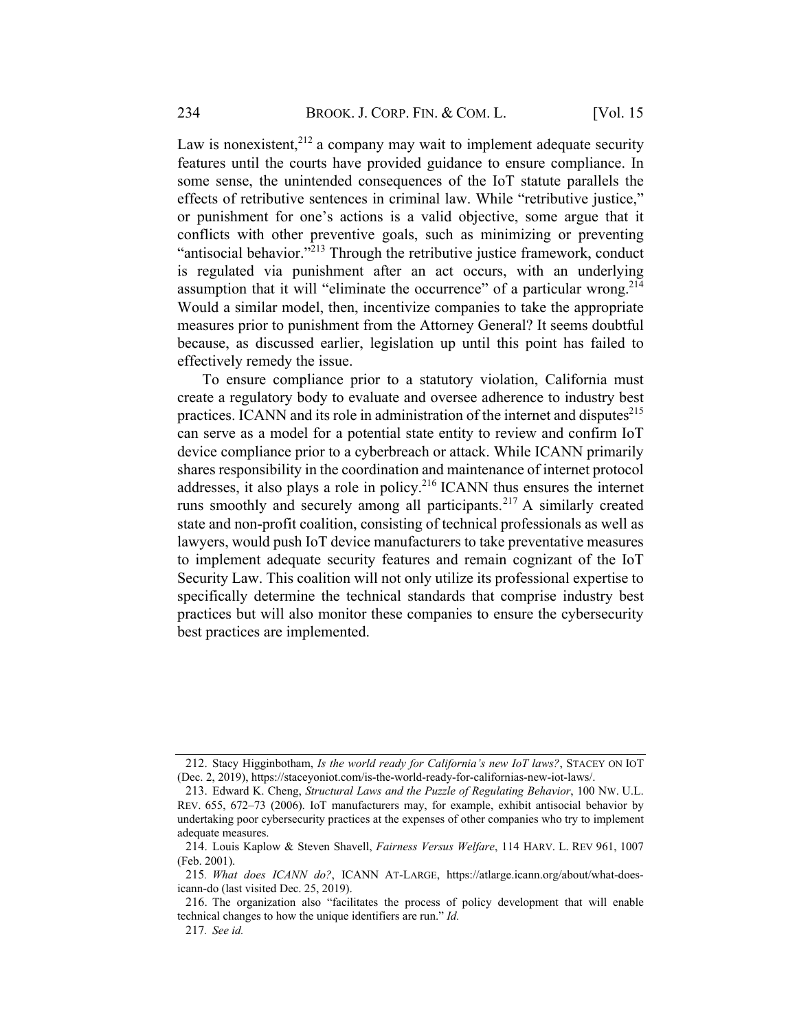Law is nonexistent,[212] a company may wait to implement adequate security features until the courts have provided guidance to ensure compliance. In some sense, the unintended consequences of the IoT statute parallels the effects of retributive sentences in criminal law. While "retributive justice," or punishment for one's actions is a valid objective, some argue that it conflicts with other preventive goals, such as minimizing or preventing "antisocial behavior."[213] Through the retributive justice framework, conduct is regulated via punishment after an act occurs, with an underlying assumption that it will "eliminate the occurrence" of a particular wrong.[214] Would a similar model, then, incentivize companies to take the appropriate measures prior to punishment from the Attorney General? It seems doubtful because, as discussed earlier, legislation up until this point has failed to effectively remedy the issue.

To ensure compliance prior to a statutory violation, California must create a regulatory body to evaluate and oversee adherence to industry best practices. ICANN and its role in administration of the internet and disputes[215] can serve as a model for a potential state entity to review and confirm IoT device compliance prior to a cyberbreach or attack. While ICANN primarily shares responsibility in the coordination and maintenance of internet protocol addresses, it also plays a role in policy.[216] ICANN thus ensures the internet runs smoothly and securely among all participants.[217] A similarly created state and non-profit coalition, consisting of technical professionals as well as lawyers, would push IoT device manufacturers to take preventative measures to implement adequate security features and remain cognizant of the IoT Security Law. This coalition will not only utilize its professional expertise to specifically determine the technical standards that comprise industry best practices but will also monitor these companies to ensure the cybersecurity best practices are implemented.

---

212. Stacy Higginbotham, *Is the world ready for California's new IoT laws?*, STACEY ON IOT (Dec. 2, 2019), https://staceyoniot.com/is-the-world-ready-for-californias-new-iot-laws/.

213. Edward K. Cheng, *Structural Laws and the Puzzle of Regulating Behavior*, 100 NW. U.L. REV. 655, 672–73 (2006). IoT manufacturers may, for example, exhibit antisocial behavior by undertaking poor cybersecurity practices at the expenses of other companies who try to implement adequate measures.

214. Louis Kaplow & Steven Shavell, *Fairness Versus Welfare*, 114 HARV. L. REV 961, 1007 (Feb. 2001).

215. *What does ICANN do?*, ICANN AT-LARGE, https://atlarge.icann.org/about/what-does-icann-do (last visited Dec. 25, 2019).

216. The organization also "facilitates the process of policy development that will enable technical changes to how the unique identifiers are run." *Id.*

217. *See id.*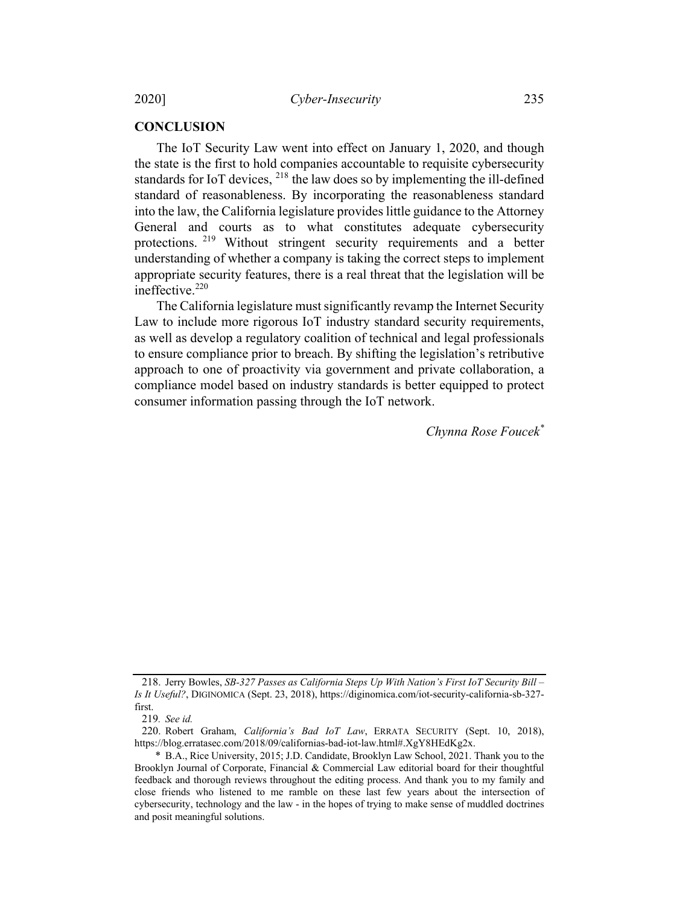## CONCLUSION

The IoT Security Law went into effect on January 1, 2020, and though the state is the first to hold companies accountable to requisite cybersecurity standards for IoT devices, [218] the law does so by implementing the ill-defined standard of reasonableness. By incorporating the reasonableness standard into the law, the California legislature provides little guidance to the Attorney General and courts as to what constitutes adequate cybersecurity protections. [219] Without stringent security requirements and a better understanding of whether a company is taking the correct steps to implement appropriate security features, there is a real threat that the legislation will be ineffective.[220]

The California legislature must significantly revamp the Internet Security Law to include more rigorous IoT industry standard security requirements, as well as develop a regulatory coalition of technical and legal professionals to ensure compliance prior to breach. By shifting the legislation's retributive approach to one of proactivity via government and private collaboration, a compliance model based on industry standards is better equipped to protect consumer information passing through the IoT network.

*Chynna Rose Foucek*[*]

---

218. Jerry Bowles, *SB-327 Passes as California Steps Up With Nation's First IoT Security Bill – Is It Useful?*, DIGINOMICA (Sept. 23, 2018), https://diginomica.com/iot-security-california-sb-327-first.

219. *See id.*

220. Robert Graham, *California's Bad IoT Law*, ERRATA SECURITY (Sept. 10, 2018), https://blog.erratasec.com/2018/09/californias-bad-iot-law.html#.XgY8HEdKg2x.

\* B.A., Rice University, 2015; J.D. Candidate, Brooklyn Law School, 2021. Thank you to the Brooklyn Journal of Corporate, Financial & Commercial Law editorial board for their thoughtful feedback and thorough reviews throughout the editing process. And thank you to my family and close friends who listened to me ramble on these last few years about the intersection of cybersecurity, technology and the law - in the hopes of trying to make sense of muddled doctrines and posit meaningful solutions.